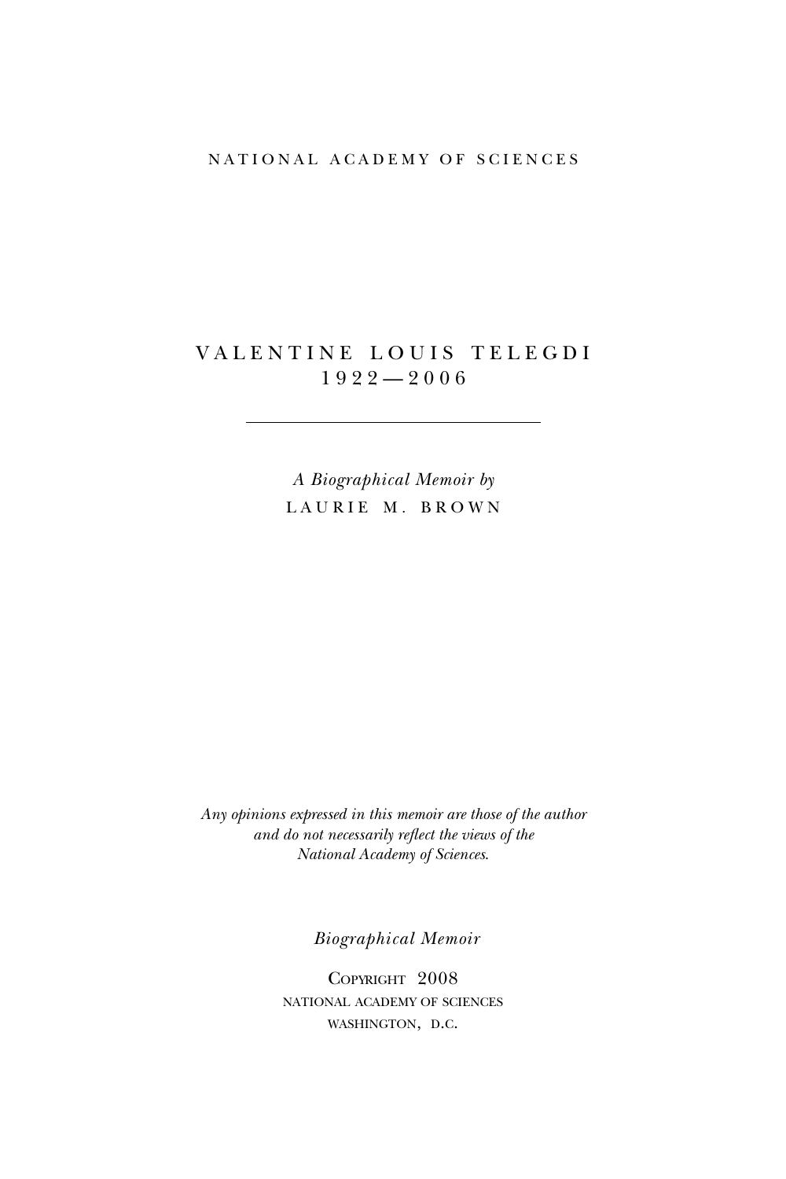NATIONAL ACADEMY OF SCIENCES

# VALENTINE LOUIS TELEGDI
## 1922—2006

---

*A Biographical Memoir by*
LAURIE M. BROWN

*Any opinions expressed in this memoir are those of the author and do not necessarily reflect the views of the National Academy of Sciences.*

*Biographical Memoir*

COPYRIGHT 2008
NATIONAL ACADEMY OF SCIENCES
WASHINGTON, D.C.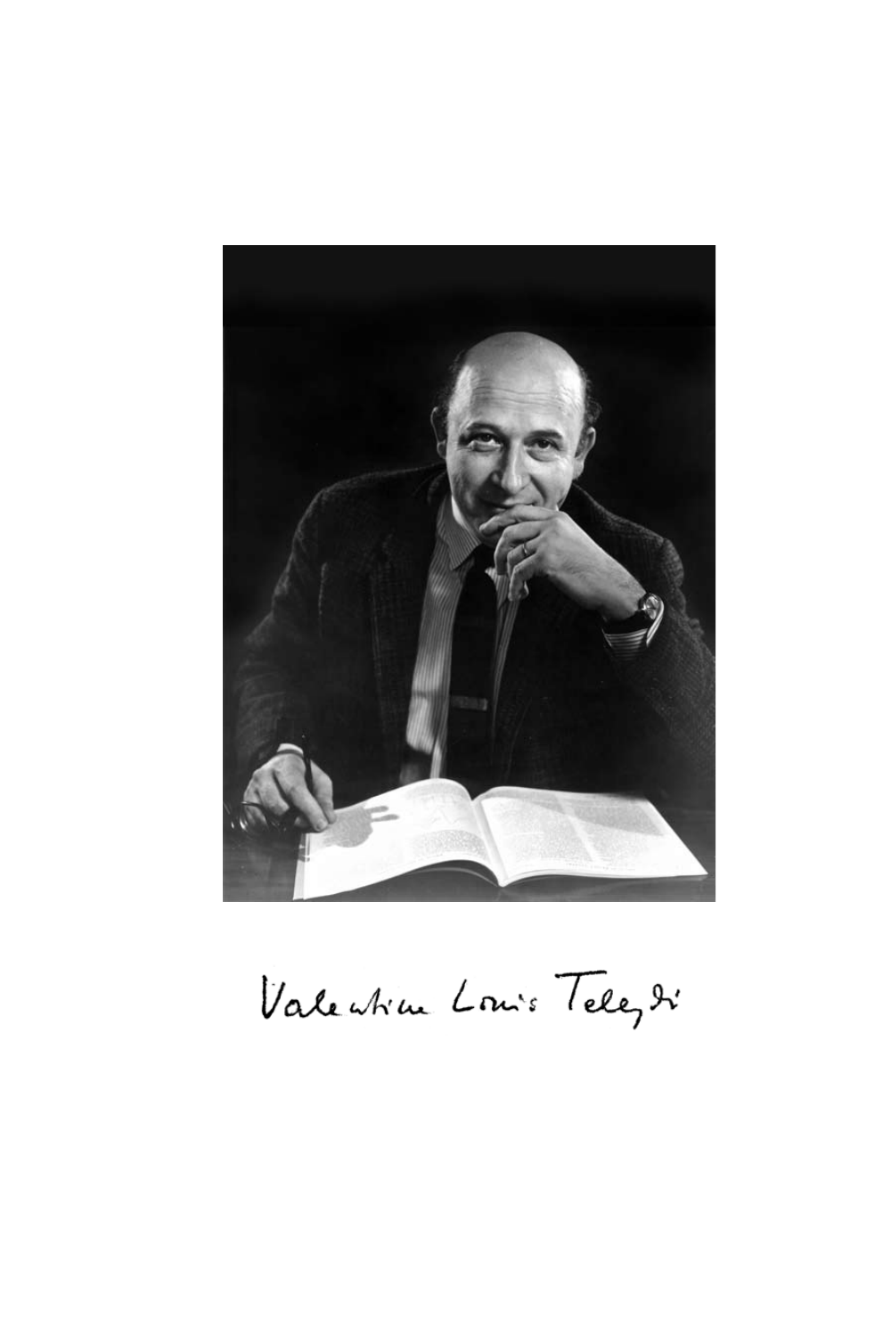Valentine Louis Telegdi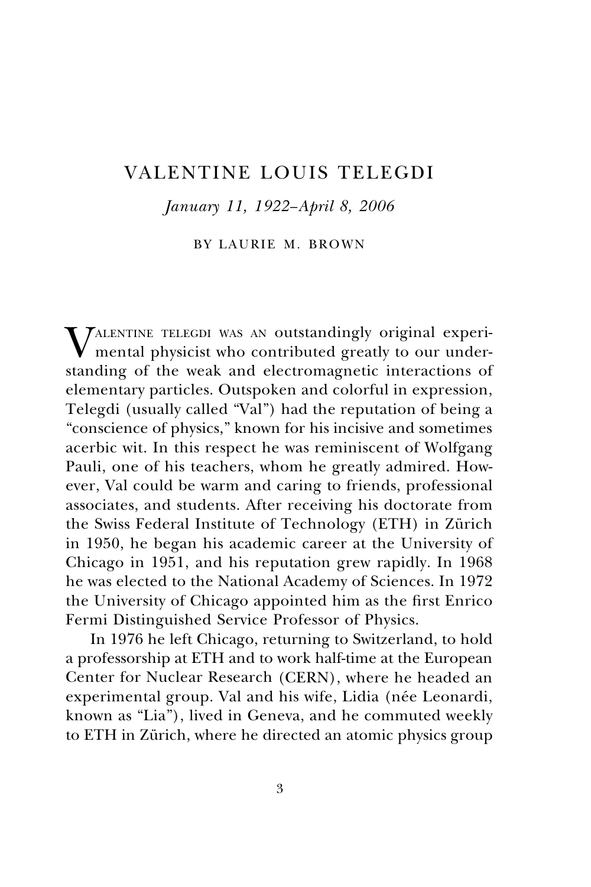# VALENTINE LOUIS TELEGDI

*January 11, 1922–April 8, 2006*

BY LAURIE M. BROWN

VALENTINE TELEGDI WAS AN outstandingly original experimental physicist who contributed greatly to our understanding of the weak and electromagnetic interactions of elementary particles. Outspoken and colorful in expression, Telegdi (usually called "Val") had the reputation of being a "conscience of physics," known for his incisive and sometimes acerbic wit. In this respect he was reminiscent of Wolfgang Pauli, one of his teachers, whom he greatly admired. However, Val could be warm and caring to friends, professional associates, and students. After receiving his doctorate from the Swiss Federal Institute of Technology (ETH) in Zürich in 1950, he began his academic career at the University of Chicago in 1951, and his reputation grew rapidly. In 1968 he was elected to the National Academy of Sciences. In 1972 the University of Chicago appointed him as the first Enrico Fermi Distinguished Service Professor of Physics.

In 1976 he left Chicago, returning to Switzerland, to hold a professorship at ETH and to work half-time at the European Center for Nuclear Research (CERN), where he headed an experimental group. Val and his wife, Lidia (née Leonardi, known as "Lia"), lived in Geneva, and he commuted weekly to ETH in Zürich, where he directed an atomic physics group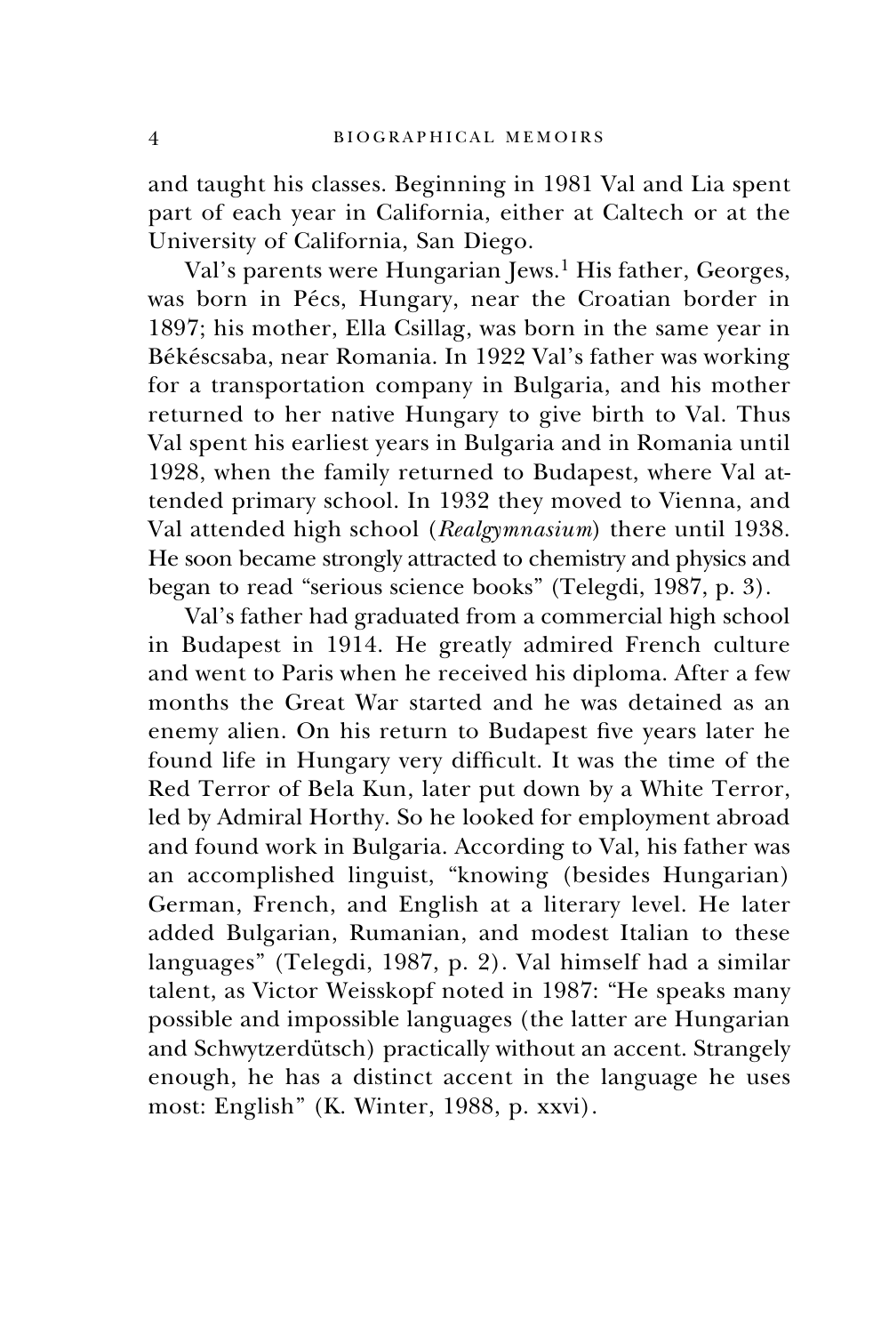and taught his classes. Beginning in 1981 Val and Lia spent part of each year in California, either at Caltech or at the University of California, San Diego.

Val's parents were Hungarian Jews.[1] His father, Georges, was born in Pécs, Hungary, near the Croatian border in 1897; his mother, Ella Csillag, was born in the same year in Békéscsaba, near Romania. In 1922 Val's father was working for a transportation company in Bulgaria, and his mother returned to her native Hungary to give birth to Val. Thus Val spent his earliest years in Bulgaria and in Romania until 1928, when the family returned to Budapest, where Val attended primary school. In 1932 they moved to Vienna, and Val attended high school (*Realgymnasium*) there until 1938. He soon became strongly attracted to chemistry and physics and began to read "serious science books" (Telegdi, 1987, p. 3).

Val's father had graduated from a commercial high school in Budapest in 1914. He greatly admired French culture and went to Paris when he received his diploma. After a few months the Great War started and he was detained as an enemy alien. On his return to Budapest five years later he found life in Hungary very difficult. It was the time of the Red Terror of Bela Kun, later put down by a White Terror, led by Admiral Horthy. So he looked for employment abroad and found work in Bulgaria. According to Val, his father was an accomplished linguist, "knowing (besides Hungarian) German, French, and English at a literary level. He later added Bulgarian, Rumanian, and modest Italian to these languages" (Telegdi, 1987, p. 2). Val himself had a similar talent, as Victor Weisskopf noted in 1987: "He speaks many possible and impossible languages (the latter are Hungarian and Schwytzerdütsch) practically without an accent. Strangely enough, he has a distinct accent in the language he uses most: English" (K. Winter, 1988, p. xxvi).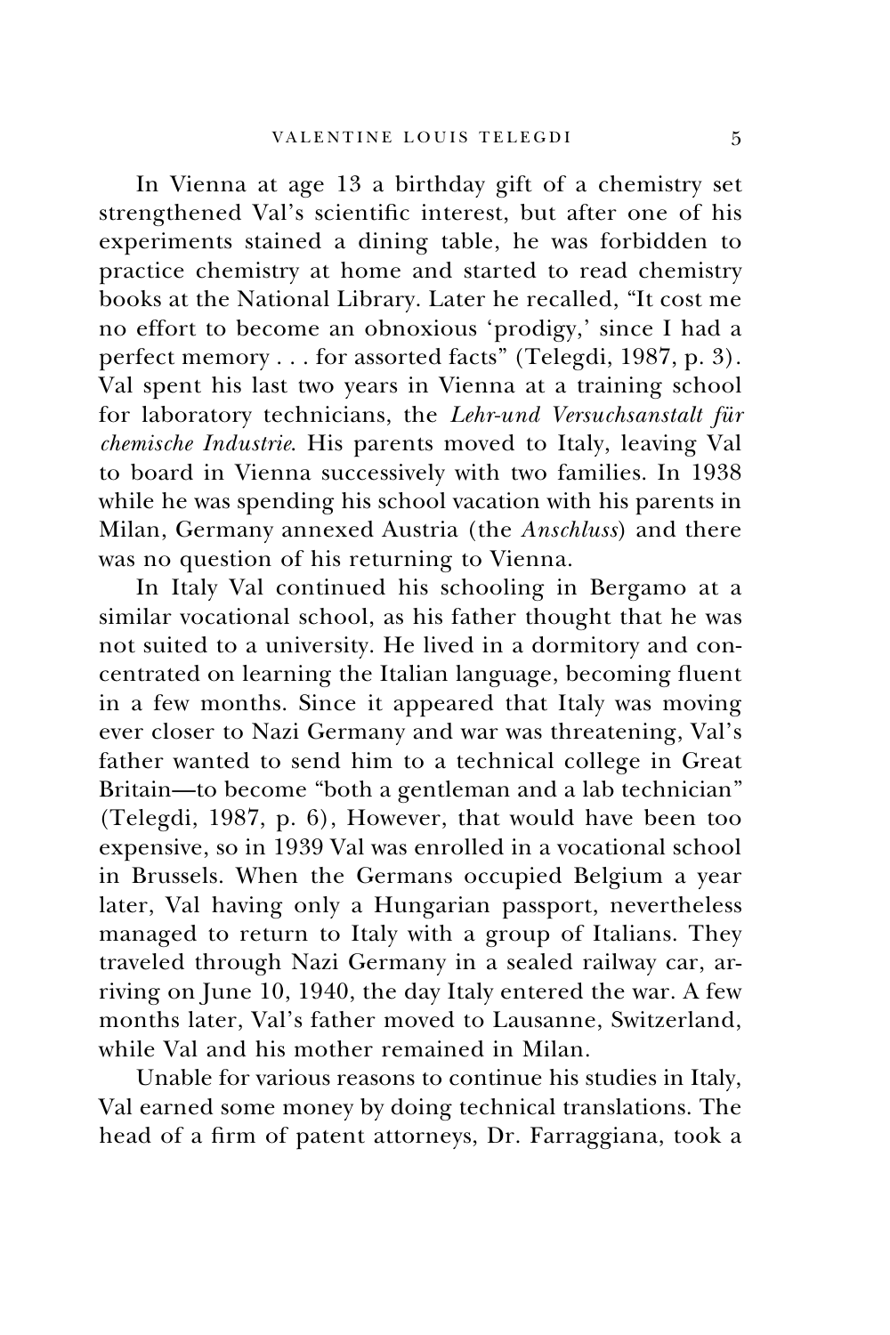In Vienna at age 13 a birthday gift of a chemistry set strengthened Val's scientific interest, but after one of his experiments stained a dining table, he was forbidden to practice chemistry at home and started to read chemistry books at the National Library. Later he recalled, "It cost me no effort to become an obnoxious 'prodigy,' since I had a perfect memory . . . for assorted facts" (Telegdi, 1987, p. 3). Val spent his last two years in Vienna at a training school for laboratory technicians, the *Lehr-und Versuchsanstalt für chemische Industrie*. His parents moved to Italy, leaving Val to board in Vienna successively with two families. In 1938 while he was spending his school vacation with his parents in Milan, Germany annexed Austria (the *Anschluss*) and there was no question of his returning to Vienna.

In Italy Val continued his schooling in Bergamo at a similar vocational school, as his father thought that he was not suited to a university. He lived in a dormitory and concentrated on learning the Italian language, becoming fluent in a few months. Since it appeared that Italy was moving ever closer to Nazi Germany and war was threatening, Val's father wanted to send him to a technical college in Great Britain—to become "both a gentleman and a lab technician" (Telegdi, 1987, p. 6), However, that would have been too expensive, so in 1939 Val was enrolled in a vocational school in Brussels. When the Germans occupied Belgium a year later, Val having only a Hungarian passport, nevertheless managed to return to Italy with a group of Italians. They traveled through Nazi Germany in a sealed railway car, arriving on June 10, 1940, the day Italy entered the war. A few months later, Val's father moved to Lausanne, Switzerland, while Val and his mother remained in Milan.

Unable for various reasons to continue his studies in Italy, Val earned some money by doing technical translations. The head of a firm of patent attorneys, Dr. Farraggiana, took a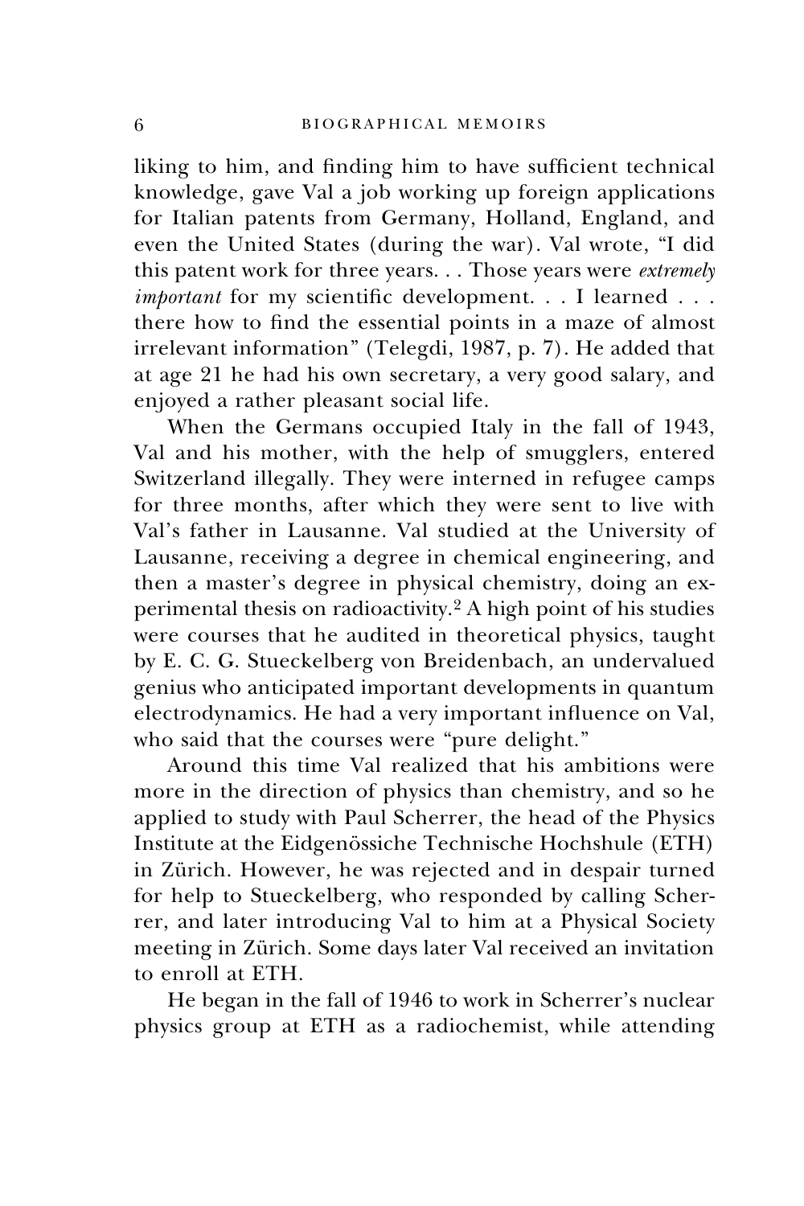liking to him, and finding him to have sufficient technical knowledge, gave Val a job working up foreign applications for Italian patents from Germany, Holland, England, and even the United States (during the war). Val wrote, "I did this patent work for three years. . . Those years were *extremely important* for my scientific development. . . I learned . . . there how to find the essential points in a maze of almost irrelevant information" (Telegdi, 1987, p. 7). He added that at age 21 he had his own secretary, a very good salary, and enjoyed a rather pleasant social life.

When the Germans occupied Italy in the fall of 1943, Val and his mother, with the help of smugglers, entered Switzerland illegally. They were interned in refugee camps for three months, after which they were sent to live with Val's father in Lausanne. Val studied at the University of Lausanne, receiving a degree in chemical engineering, and then a master's degree in physical chemistry, doing an experimental thesis on radioactivity.[2] A high point of his studies were courses that he audited in theoretical physics, taught by E. C. G. Stueckelberg von Breidenbach, an undervalued genius who anticipated important developments in quantum electrodynamics. He had a very important influence on Val, who said that the courses were "pure delight."

Around this time Val realized that his ambitions were more in the direction of physics than chemistry, and so he applied to study with Paul Scherrer, the head of the Physics Institute at the Eidgenössiche Technische Hochshule (ETH) in Zürich. However, he was rejected and in despair turned for help to Stueckelberg, who responded by calling Scherrer, and later introducing Val to him at a Physical Society meeting in Zürich. Some days later Val received an invitation to enroll at ETH.

He began in the fall of 1946 to work in Scherrer's nuclear physics group at ETH as a radiochemist, while attending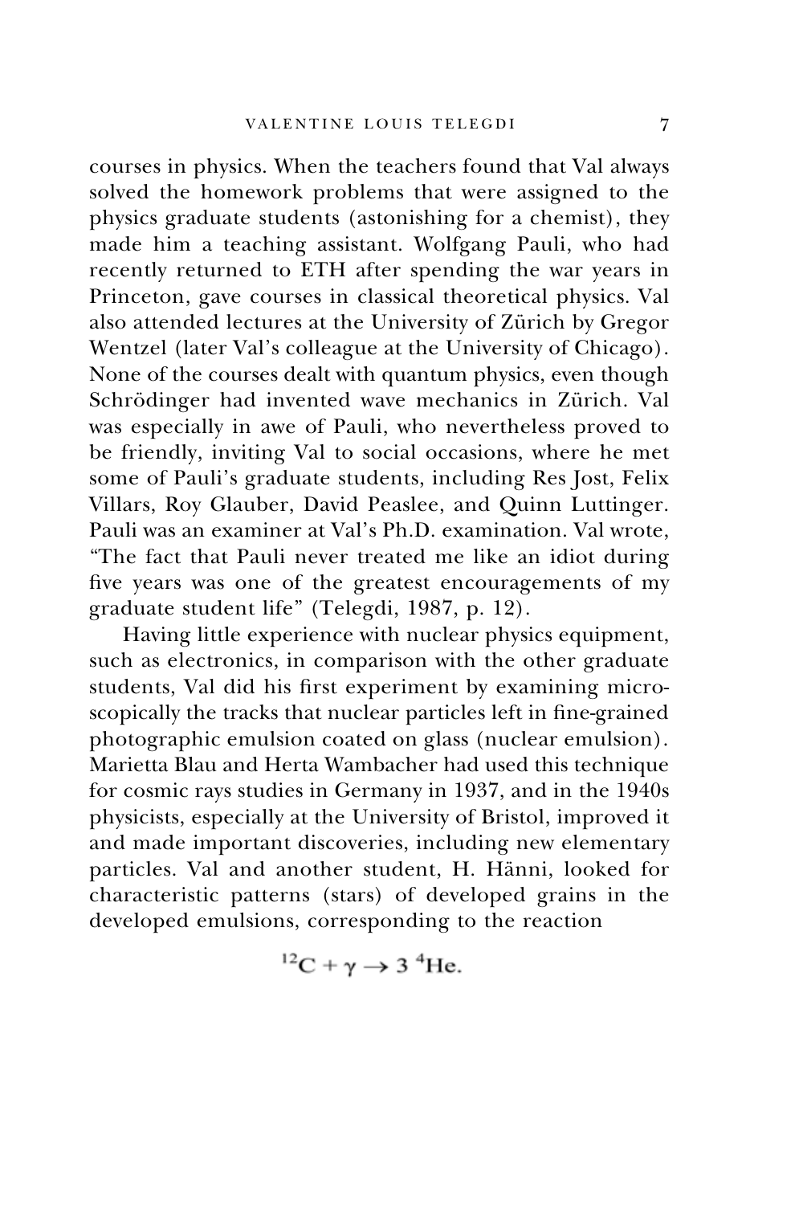courses in physics. When the teachers found that Val always solved the homework problems that were assigned to the physics graduate students (astonishing for a chemist), they made him a teaching assistant. Wolfgang Pauli, who had recently returned to ETH after spending the war years in Princeton, gave courses in classical theoretical physics. Val also attended lectures at the University of Zürich by Gregor Wentzel (later Val's colleague at the University of Chicago). None of the courses dealt with quantum physics, even though Schrödinger had invented wave mechanics in Zürich. Val was especially in awe of Pauli, who nevertheless proved to be friendly, inviting Val to social occasions, where he met some of Pauli's graduate students, including Res Jost, Felix Villars, Roy Glauber, David Peaslee, and Quinn Luttinger. Pauli was an examiner at Val's Ph.D. examination. Val wrote, "The fact that Pauli never treated me like an idiot during five years was one of the greatest encouragements of my graduate student life" (Telegdi, 1987, p. 12).

Having little experience with nuclear physics equipment, such as electronics, in comparison with the other graduate students, Val did his first experiment by examining microscopically the tracks that nuclear particles left in fine-grained photographic emulsion coated on glass (nuclear emulsion). Marietta Blau and Herta Wambacher had used this technique for cosmic rays studies in Germany in 1937, and in the 1940s physicists, especially at the University of Bristol, improved it and made important discoveries, including new elementary particles. Val and another student, H. Hänni, looked for characteristic patterns (stars) of developed grains in the developed emulsions, corresponding to the reaction

$$^{12}\mathrm{C} + \gamma \rightarrow 3\ ^{4}\mathrm{He}.$$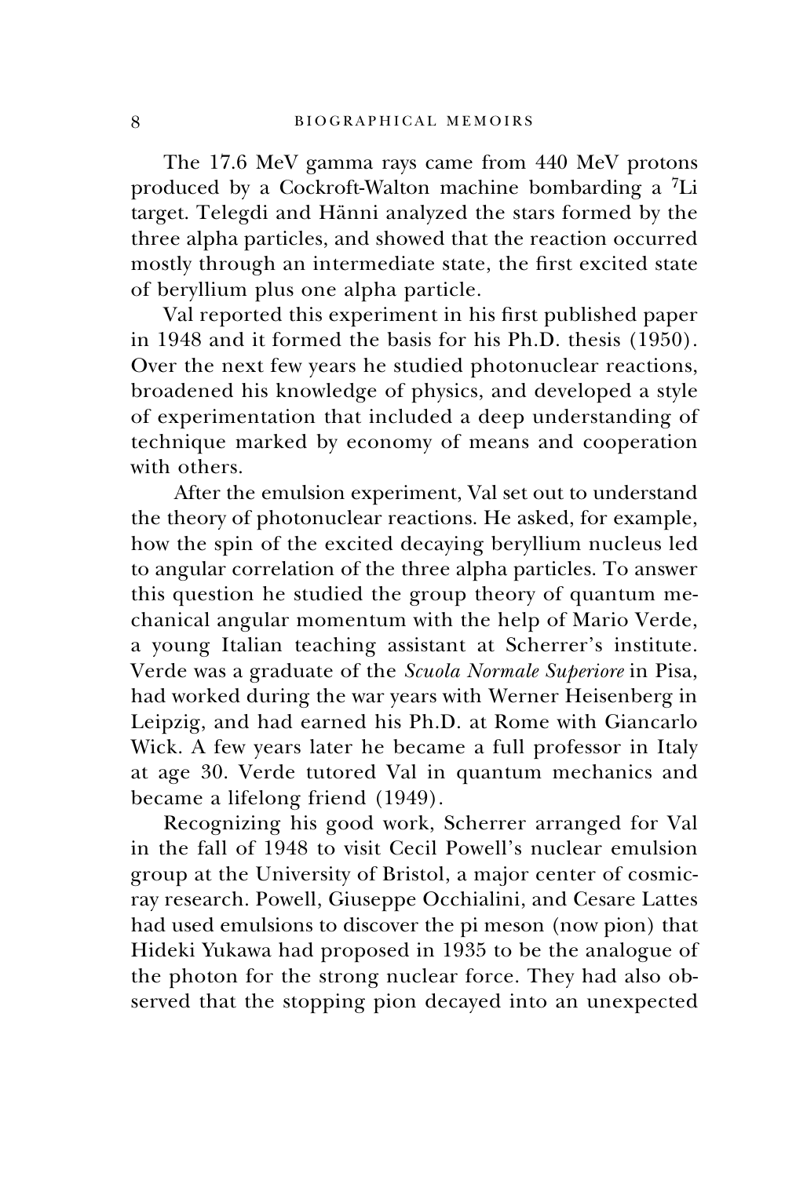The 17.6 MeV gamma rays came from 440 MeV protons produced by a Cockroft-Walton machine bombarding a $^{7}$Li target. Telegdi and Hänni analyzed the stars formed by the three alpha particles, and showed that the reaction occurred mostly through an intermediate state, the first excited state of beryllium plus one alpha particle.

Val reported this experiment in his first published paper in 1948 and it formed the basis for his Ph.D. thesis (1950). Over the next few years he studied photonuclear reactions, broadened his knowledge of physics, and developed a style of experimentation that included a deep understanding of technique marked by economy of means and cooperation with others.

After the emulsion experiment, Val set out to understand the theory of photonuclear reactions. He asked, for example, how the spin of the excited decaying beryllium nucleus led to angular correlation of the three alpha particles. To answer this question he studied the group theory of quantum mechanical angular momentum with the help of Mario Verde, a young Italian teaching assistant at Scherrer's institute. Verde was a graduate of the *Scuola Normale Superiore* in Pisa, had worked during the war years with Werner Heisenberg in Leipzig, and had earned his Ph.D. at Rome with Giancarlo Wick. A few years later he became a full professor in Italy at age 30. Verde tutored Val in quantum mechanics and became a lifelong friend (1949).

Recognizing his good work, Scherrer arranged for Val in the fall of 1948 to visit Cecil Powell's nuclear emulsion group at the University of Bristol, a major center of cosmic-ray research. Powell, Giuseppe Occhialini, and Cesare Lattes had used emulsions to discover the pi meson (now pion) that Hideki Yukawa had proposed in 1935 to be the analogue of the photon for the strong nuclear force. They had also observed that the stopping pion decayed into an unexpected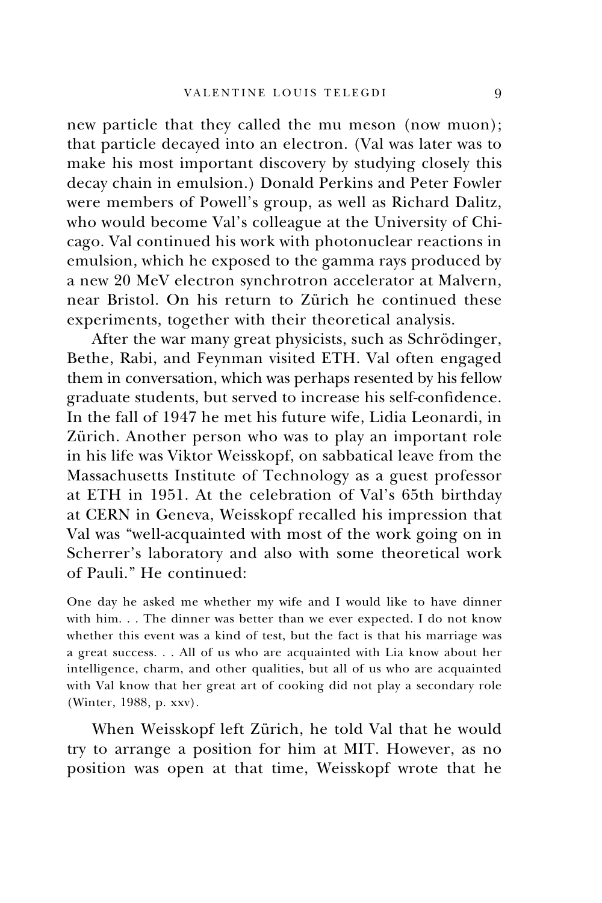new particle that they called the mu meson (now muon); that particle decayed into an electron. (Val was later was to make his most important discovery by studying closely this decay chain in emulsion.) Donald Perkins and Peter Fowler were members of Powell's group, as well as Richard Dalitz, who would become Val's colleague at the University of Chicago. Val continued his work with photonuclear reactions in emulsion, which he exposed to the gamma rays produced by a new 20 MeV electron synchrotron accelerator at Malvern, near Bristol. On his return to Zürich he continued these experiments, together with their theoretical analysis.

After the war many great physicists, such as Schrödinger, Bethe, Rabi, and Feynman visited ETH. Val often engaged them in conversation, which was perhaps resented by his fellow graduate students, but served to increase his self-confidence. In the fall of 1947 he met his future wife, Lidia Leonardi, in Zürich. Another person who was to play an important role in his life was Viktor Weisskopf, on sabbatical leave from the Massachusetts Institute of Technology as a guest professor at ETH in 1951. At the celebration of Val's 65th birthday at CERN in Geneva, Weisskopf recalled his impression that Val was "well-acquainted with most of the work going on in Scherrer's laboratory and also with some theoretical work of Pauli." He continued:

> One day he asked me whether my wife and I would like to have dinner with him. . . The dinner was better than we ever expected. I do not know whether this event was a kind of test, but the fact is that his marriage was a great success. . . All of us who are acquainted with Lia know about her intelligence, charm, and other qualities, but all of us who are acquainted with Val know that her great art of cooking did not play a secondary role (Winter, 1988, p. xxv).

When Weisskopf left Zürich, he told Val that he would try to arrange a position for him at MIT. However, as no position was open at that time, Weisskopf wrote that he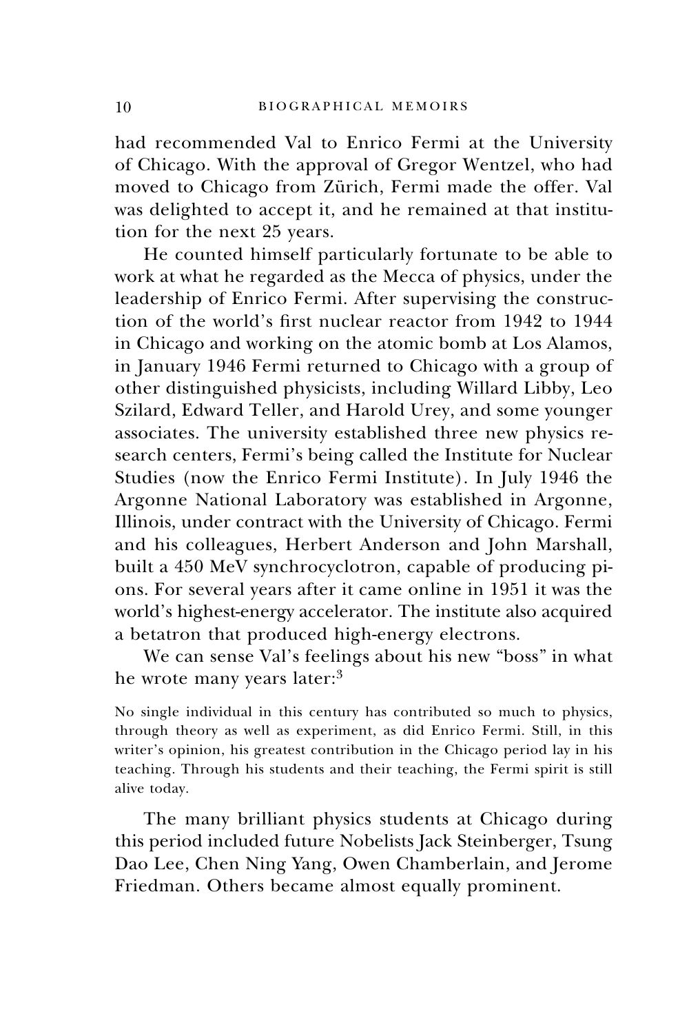had recommended Val to Enrico Fermi at the University of Chicago. With the approval of Gregor Wentzel, who had moved to Chicago from Zürich, Fermi made the offer. Val was delighted to accept it, and he remained at that institution for the next 25 years.

He counted himself particularly fortunate to be able to work at what he regarded as the Mecca of physics, under the leadership of Enrico Fermi. After supervising the construction of the world's first nuclear reactor from 1942 to 1944 in Chicago and working on the atomic bomb at Los Alamos, in January 1946 Fermi returned to Chicago with a group of other distinguished physicists, including Willard Libby, Leo Szilard, Edward Teller, and Harold Urey, and some younger associates. The university established three new physics research centers, Fermi's being called the Institute for Nuclear Studies (now the Enrico Fermi Institute). In July 1946 the Argonne National Laboratory was established in Argonne, Illinois, under contract with the University of Chicago. Fermi and his colleagues, Herbert Anderson and John Marshall, built a 450 MeV synchrocyclotron, capable of producing pions. For several years after it came online in 1951 it was the world's highest-energy accelerator. The institute also acquired a betatron that produced high-energy electrons.

We can sense Val's feelings about his new "boss" in what he wrote many years later:[3]

> No single individual in this century has contributed so much to physics, through theory as well as experiment, as did Enrico Fermi. Still, in this writer's opinion, his greatest contribution in the Chicago period lay in his teaching. Through his students and their teaching, the Fermi spirit is still alive today.

The many brilliant physics students at Chicago during this period included future Nobelists Jack Steinberger, Tsung Dao Lee, Chen Ning Yang, Owen Chamberlain, and Jerome Friedman. Others became almost equally prominent.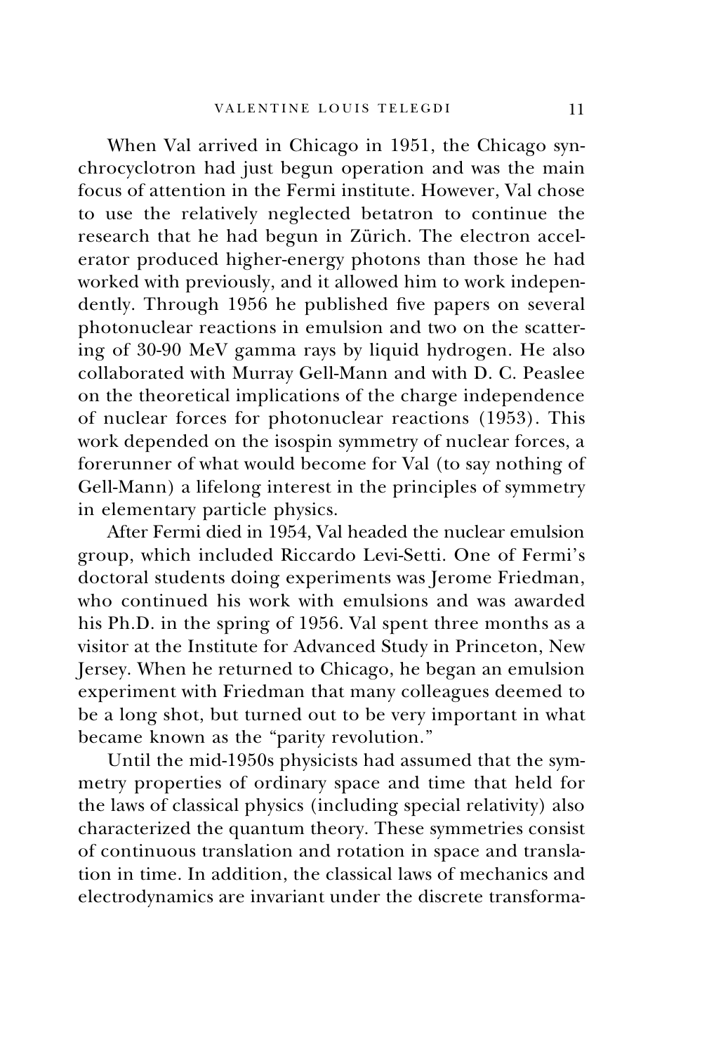When Val arrived in Chicago in 1951, the Chicago synchrocyclotron had just begun operation and was the main focus of attention in the Fermi institute. However, Val chose to use the relatively neglected betatron to continue the research that he had begun in Zürich. The electron accelerator produced higher-energy photons than those he had worked with previously, and it allowed him to work independently. Through 1956 he published five papers on several photonuclear reactions in emulsion and two on the scattering of 30-90 MeV gamma rays by liquid hydrogen. He also collaborated with Murray Gell-Mann and with D. C. Peaslee on the theoretical implications of the charge independence of nuclear forces for photonuclear reactions (1953). This work depended on the isospin symmetry of nuclear forces, a forerunner of what would become for Val (to say nothing of Gell-Mann) a lifelong interest in the principles of symmetry in elementary particle physics.

After Fermi died in 1954, Val headed the nuclear emulsion group, which included Riccardo Levi-Setti. One of Fermi's doctoral students doing experiments was Jerome Friedman, who continued his work with emulsions and was awarded his Ph.D. in the spring of 1956. Val spent three months as a visitor at the Institute for Advanced Study in Princeton, New Jersey. When he returned to Chicago, he began an emulsion experiment with Friedman that many colleagues deemed to be a long shot, but turned out to be very important in what became known as the "parity revolution."

Until the mid-1950s physicists had assumed that the symmetry properties of ordinary space and time that held for the laws of classical physics (including special relativity) also characterized the quantum theory. These symmetries consist of continuous translation and rotation in space and translation in time. In addition, the classical laws of mechanics and electrodynamics are invariant under the discrete transforma-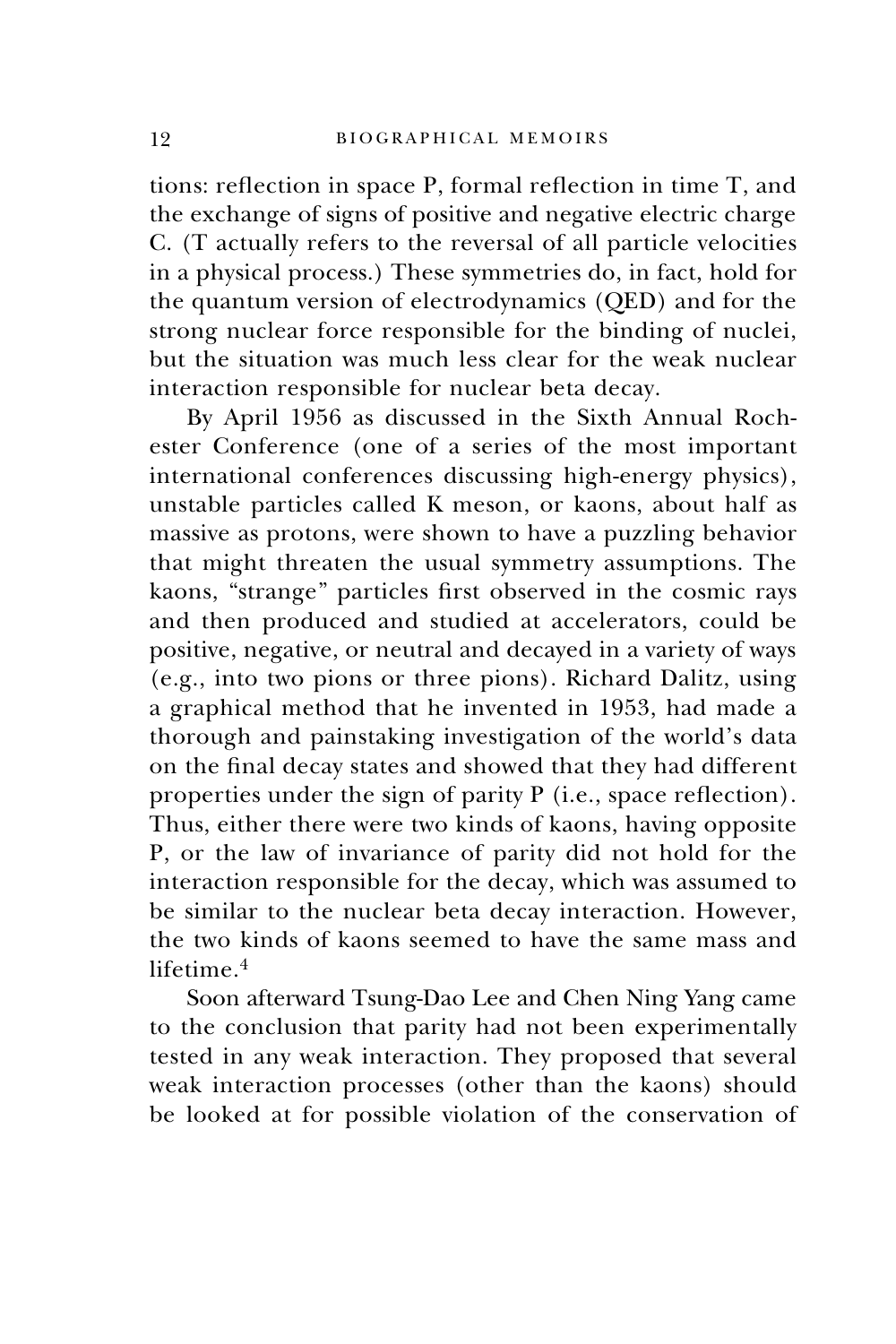tions: reflection in space P, formal reflection in time T, and the exchange of signs of positive and negative electric charge C. (T actually refers to the reversal of all particle velocities in a physical process.) These symmetries do, in fact, hold for the quantum version of electrodynamics (QED) and for the strong nuclear force responsible for the binding of nuclei, but the situation was much less clear for the weak nuclear interaction responsible for nuclear beta decay.

By April 1956 as discussed in the Sixth Annual Rochester Conference (one of a series of the most important international conferences discussing high-energy physics), unstable particles called K meson, or kaons, about half as massive as protons, were shown to have a puzzling behavior that might threaten the usual symmetry assumptions. The kaons, "strange" particles first observed in the cosmic rays and then produced and studied at accelerators, could be positive, negative, or neutral and decayed in a variety of ways (e.g., into two pions or three pions). Richard Dalitz, using a graphical method that he invented in 1953, had made a thorough and painstaking investigation of the world's data on the final decay states and showed that they had different properties under the sign of parity P (i.e., space reflection). Thus, either there were two kinds of kaons, having opposite P, or the law of invariance of parity did not hold for the interaction responsible for the decay, which was assumed to be similar to the nuclear beta decay interaction. However, the two kinds of kaons seemed to have the same mass and lifetime.[4]

Soon afterward Tsung-Dao Lee and Chen Ning Yang came to the conclusion that parity had not been experimentally tested in any weak interaction. They proposed that several weak interaction processes (other than the kaons) should be looked at for possible violation of the conservation of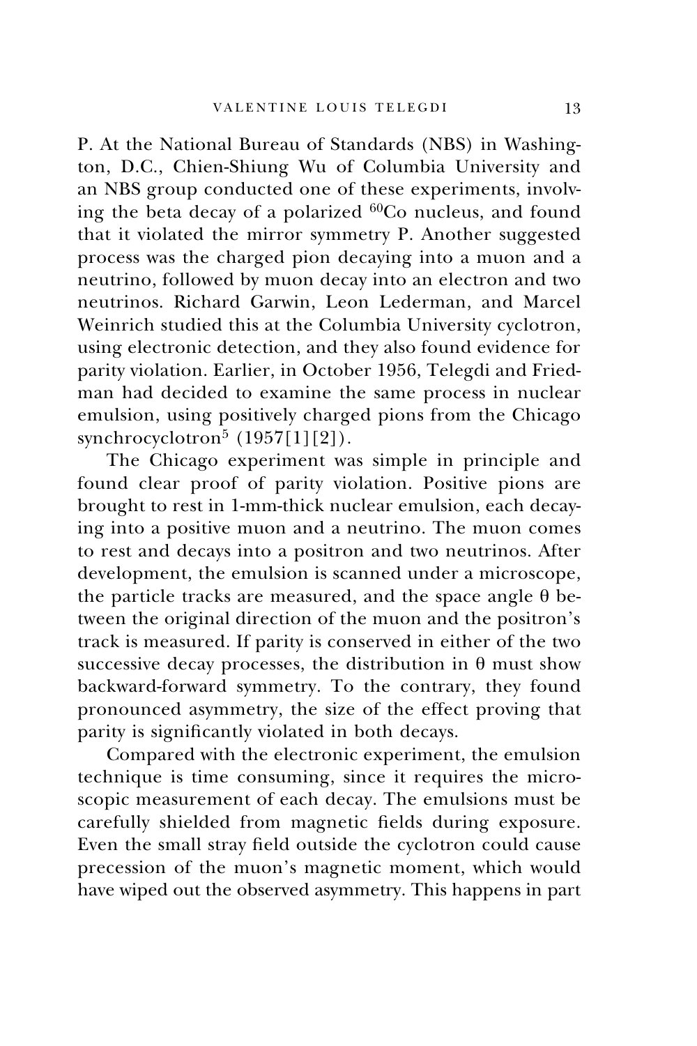P. At the National Bureau of Standards (NBS) in Washington, D.C., Chien-Shiung Wu of Columbia University and an NBS group conducted one of these experiments, involving the beta decay of a polarized $^{60}$Co nucleus, and found that it violated the mirror symmetry P. Another suggested process was the charged pion decaying into a muon and a neutrino, followed by muon decay into an electron and two neutrinos. Richard Garwin, Leon Lederman, and Marcel Weinrich studied this at the Columbia University cyclotron, using electronic detection, and they also found evidence for parity violation. Earlier, in October 1956, Telegdi and Friedman had decided to examine the same process in nuclear emulsion, using positively charged pions from the Chicago synchrocyclotron[5] (1957[1][2]).

The Chicago experiment was simple in principle and found clear proof of parity violation. Positive pions are brought to rest in 1-mm-thick nuclear emulsion, each decaying into a positive muon and a neutrino. The muon comes to rest and decays into a positron and two neutrinos. After development, the emulsion is scanned under a microscope, the particle tracks are measured, and the space angle θ between the original direction of the muon and the positron's track is measured. If parity is conserved in either of the two successive decay processes, the distribution in θ must show backward-forward symmetry. To the contrary, they found pronounced asymmetry, the size of the effect proving that parity is significantly violated in both decays.

Compared with the electronic experiment, the emulsion technique is time consuming, since it requires the microscopic measurement of each decay. The emulsions must be carefully shielded from magnetic fields during exposure. Even the small stray field outside the cyclotron could cause precession of the muon's magnetic moment, which would have wiped out the observed asymmetry. This happens in part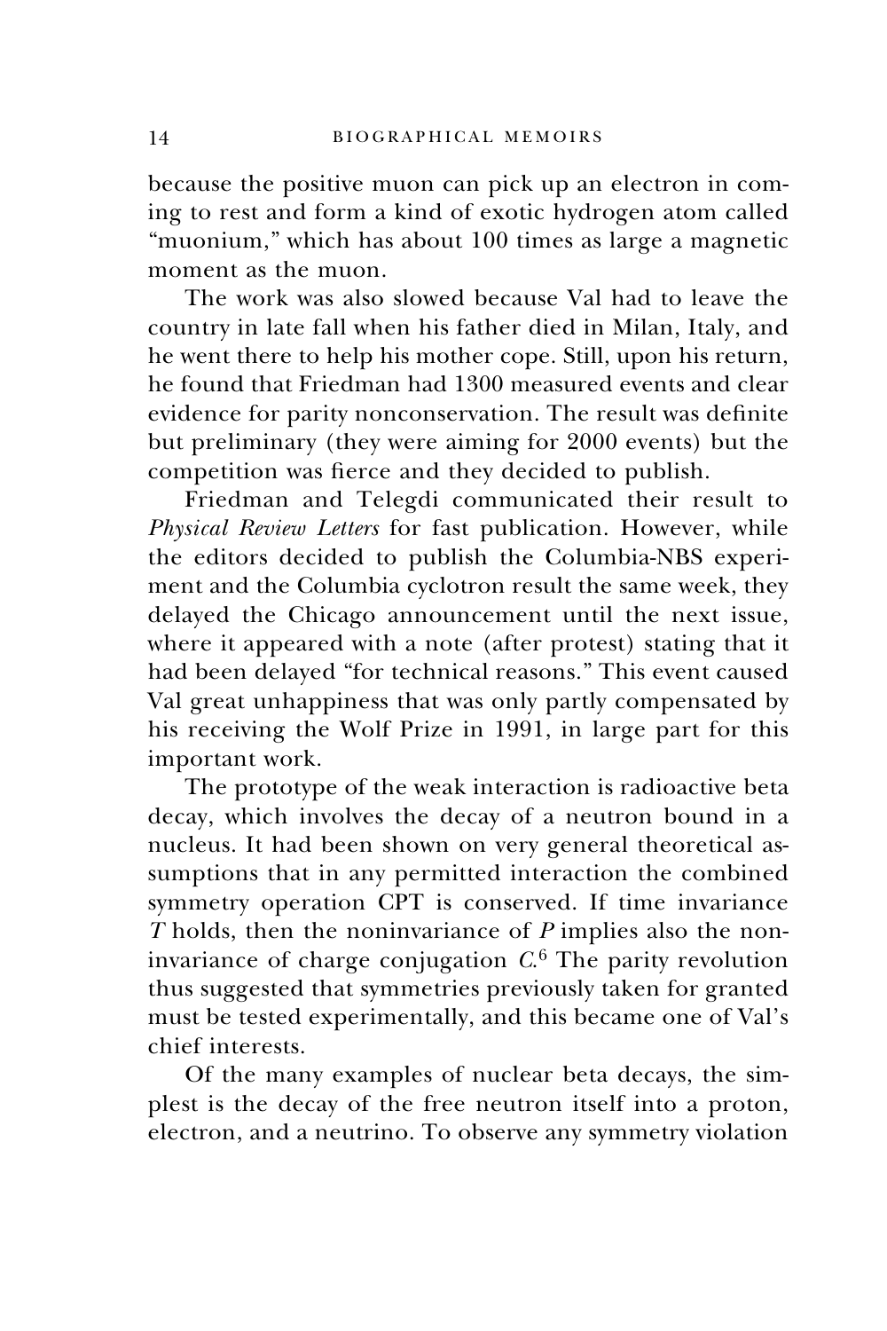because the positive muon can pick up an electron in coming to rest and form a kind of exotic hydrogen atom called "muonium," which has about 100 times as large a magnetic moment as the muon.

The work was also slowed because Val had to leave the country in late fall when his father died in Milan, Italy, and he went there to help his mother cope. Still, upon his return, he found that Friedman had 1300 measured events and clear evidence for parity nonconservation. The result was definite but preliminary (they were aiming for 2000 events) but the competition was fierce and they decided to publish.

Friedman and Telegdi communicated their result to *Physical Review Letters* for fast publication. However, while the editors decided to publish the Columbia-NBS experiment and the Columbia cyclotron result the same week, they delayed the Chicago announcement until the next issue, where it appeared with a note (after protest) stating that it had been delayed "for technical reasons." This event caused Val great unhappiness that was only partly compensated by his receiving the Wolf Prize in 1991, in large part for this important work.

The prototype of the weak interaction is radioactive beta decay, which involves the decay of a neutron bound in a nucleus. It had been shown on very general theoretical assumptions that in any permitted interaction the combined symmetry operation CPT is conserved. If time invariance $T$ holds, then the noninvariance of $P$ implies also the noninvariance of charge conjugation $C$.[6] The parity revolution thus suggested that symmetries previously taken for granted must be tested experimentally, and this became one of Val's chief interests.

Of the many examples of nuclear beta decays, the simplest is the decay of the free neutron itself into a proton, electron, and a neutrino. To observe any symmetry violation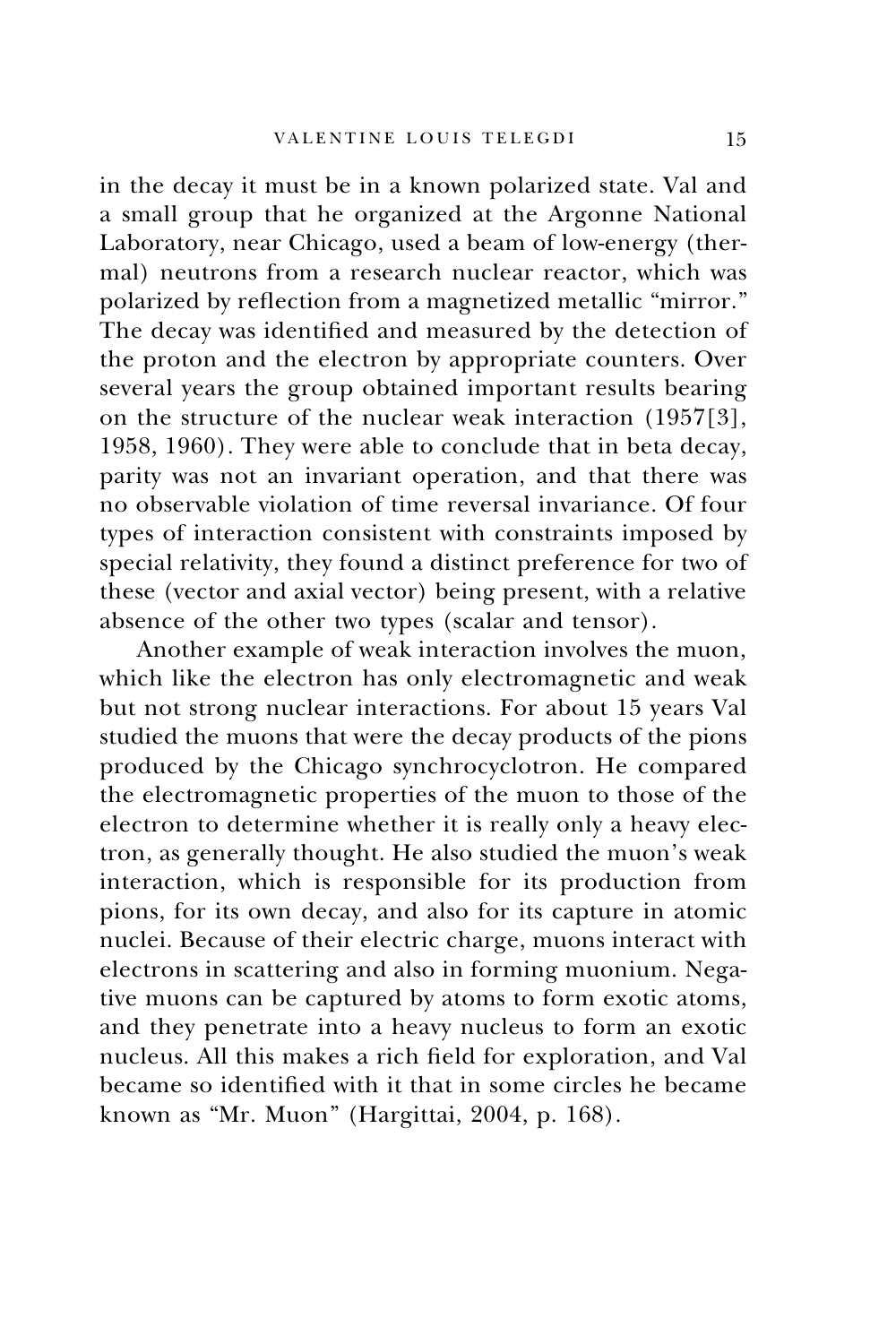in the decay it must be in a known polarized state. Val and a small group that he organized at the Argonne National Laboratory, near Chicago, used a beam of low-energy (thermal) neutrons from a research nuclear reactor, which was polarized by reflection from a magnetized metallic "mirror." The decay was identified and measured by the detection of the proton and the electron by appropriate counters. Over several years the group obtained important results bearing on the structure of the nuclear weak interaction (1957[3], 1958, 1960). They were able to conclude that in beta decay, parity was not an invariant operation, and that there was no observable violation of time reversal invariance. Of four types of interaction consistent with constraints imposed by special relativity, they found a distinct preference for two of these (vector and axial vector) being present, with a relative absence of the other two types (scalar and tensor).

Another example of weak interaction involves the muon, which like the electron has only electromagnetic and weak but not strong nuclear interactions. For about 15 years Val studied the muons that were the decay products of the pions produced by the Chicago synchrocyclotron. He compared the electromagnetic properties of the muon to those of the electron to determine whether it is really only a heavy electron, as generally thought. He also studied the muon's weak interaction, which is responsible for its production from pions, for its own decay, and also for its capture in atomic nuclei. Because of their electric charge, muons interact with electrons in scattering and also in forming muonium. Negative muons can be captured by atoms to form exotic atoms, and they penetrate into a heavy nucleus to form an exotic nucleus. All this makes a rich field for exploration, and Val became so identified with it that in some circles he became known as "Mr. Muon" (Hargittai, 2004, p. 168).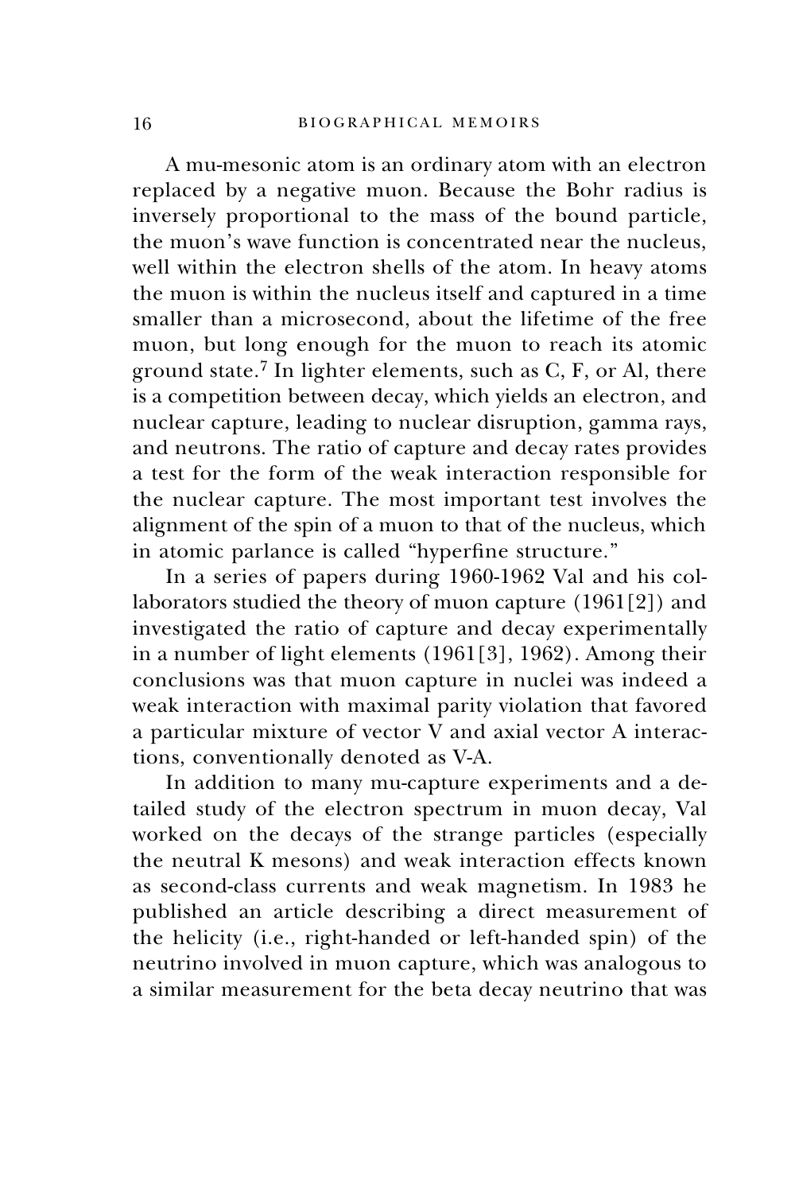A mu-mesonic atom is an ordinary atom with an electron replaced by a negative muon. Because the Bohr radius is inversely proportional to the mass of the bound particle, the muon's wave function is concentrated near the nucleus, well within the electron shells of the atom. In heavy atoms the muon is within the nucleus itself and captured in a time smaller than a microsecond, about the lifetime of the free muon, but long enough for the muon to reach its atomic ground state.[7] In lighter elements, such as C, F, or Al, there is a competition between decay, which yields an electron, and nuclear capture, leading to nuclear disruption, gamma rays, and neutrons. The ratio of capture and decay rates provides a test for the form of the weak interaction responsible for the nuclear capture. The most important test involves the alignment of the spin of a muon to that of the nucleus, which in atomic parlance is called "hyperfine structure."

In a series of papers during 1960-1962 Val and his collaborators studied the theory of muon capture (1961[2]) and investigated the ratio of capture and decay experimentally in a number of light elements (1961[3], 1962). Among their conclusions was that muon capture in nuclei was indeed a weak interaction with maximal parity violation that favored a particular mixture of vector V and axial vector A interactions, conventionally denoted as V-A.

In addition to many mu-capture experiments and a detailed study of the electron spectrum in muon decay, Val worked on the decays of the strange particles (especially the neutral K mesons) and weak interaction effects known as second-class currents and weak magnetism. In 1983 he published an article describing a direct measurement of the helicity (i.e., right-handed or left-handed spin) of the neutrino involved in muon capture, which was analogous to a similar measurement for the beta decay neutrino that was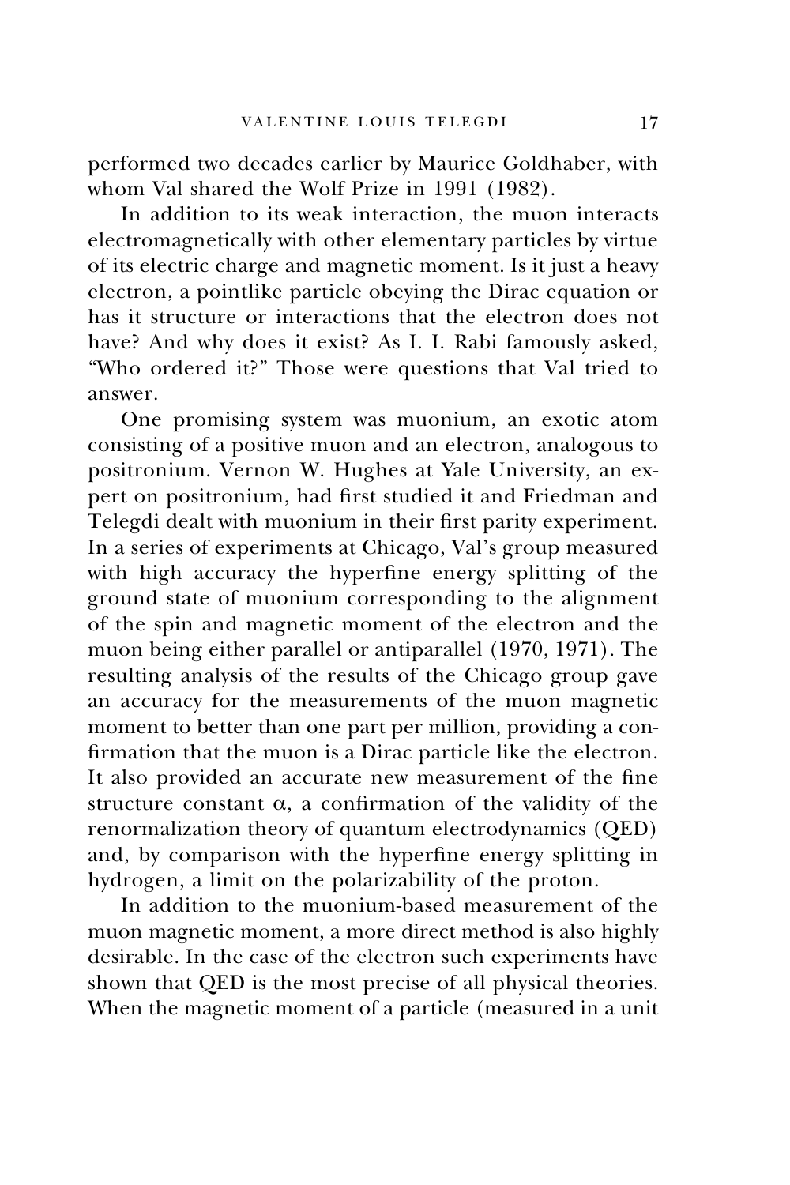performed two decades earlier by Maurice Goldhaber, with whom Val shared the Wolf Prize in 1991 (1982).

In addition to its weak interaction, the muon interacts electromagnetically with other elementary particles by virtue of its electric charge and magnetic moment. Is it just a heavy electron, a pointlike particle obeying the Dirac equation or has it structure or interactions that the electron does not have? And why does it exist? As I. I. Rabi famously asked, "Who ordered it?" Those were questions that Val tried to answer.

One promising system was muonium, an exotic atom consisting of a positive muon and an electron, analogous to positronium. Vernon W. Hughes at Yale University, an expert on positronium, had first studied it and Friedman and Telegdi dealt with muonium in their first parity experiment. In a series of experiments at Chicago, Val's group measured with high accuracy the hyperfine energy splitting of the ground state of muonium corresponding to the alignment of the spin and magnetic moment of the electron and the muon being either parallel or antiparallel (1970, 1971). The resulting analysis of the results of the Chicago group gave an accuracy for the measurements of the muon magnetic moment to better than one part per million, providing a confirmation that the muon is a Dirac particle like the electron. It also provided an accurate new measurement of the fine structure constant $\alpha$, a confirmation of the validity of the renormalization theory of quantum electrodynamics (QED) and, by comparison with the hyperfine energy splitting in hydrogen, a limit on the polarizability of the proton.

In addition to the muonium-based measurement of the muon magnetic moment, a more direct method is also highly desirable. In the case of the electron such experiments have shown that QED is the most precise of all physical theories. When the magnetic moment of a particle (measured in a unit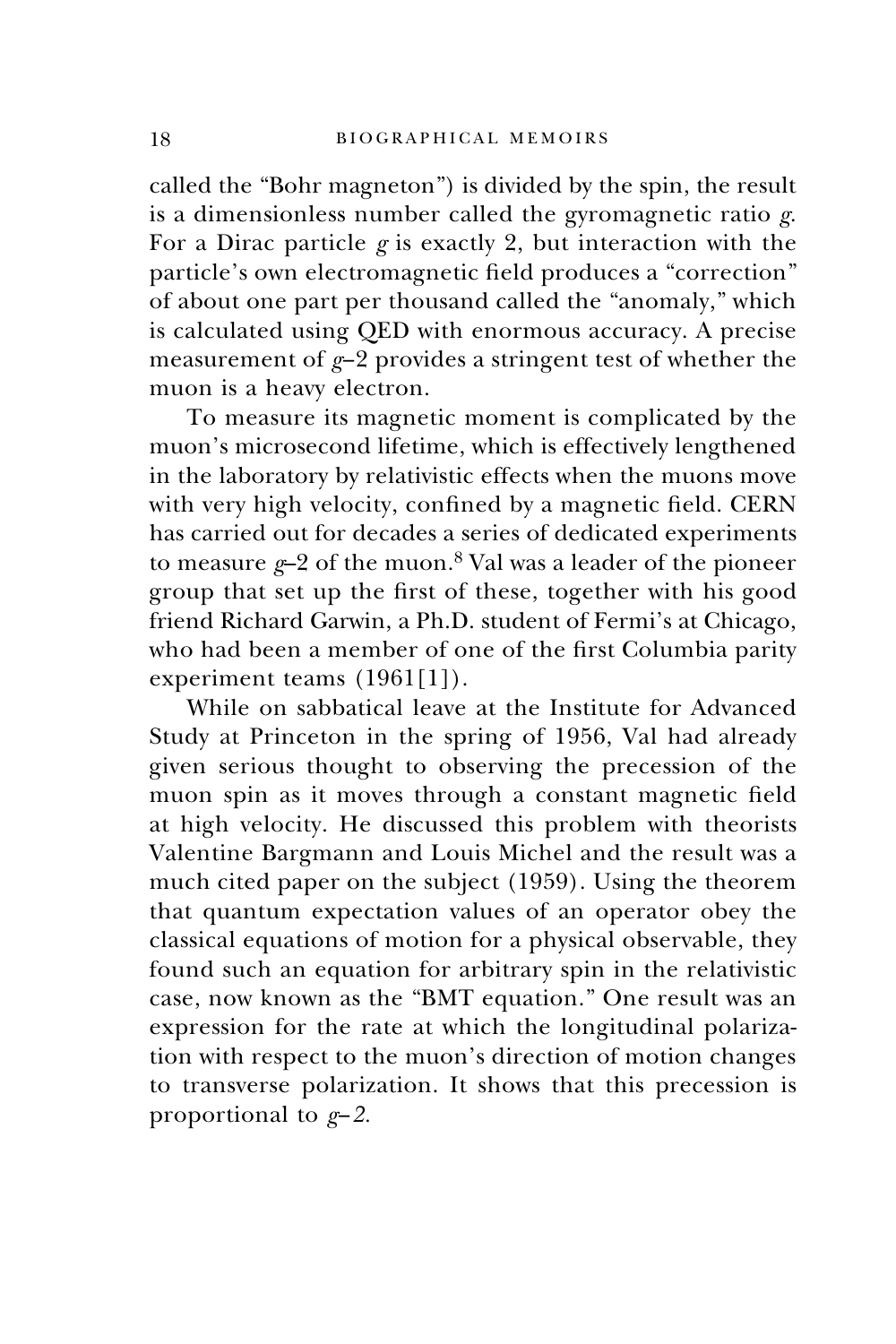called the "Bohr magneton") is divided by the spin, the result is a dimensionless number called the gyromagnetic ratio *g*. For a Dirac particle *g* is exactly 2, but interaction with the particle's own electromagnetic field produces a "correction" of about one part per thousand called the "anomaly," which is calculated using QED with enormous accuracy. A precise measurement of *g*–2 provides a stringent test of whether the muon is a heavy electron.

To measure its magnetic moment is complicated by the muon's microsecond lifetime, which is effectively lengthened in the laboratory by relativistic effects when the muons move with very high velocity, confined by a magnetic field. CERN has carried out for decades a series of dedicated experiments to measure *g*–2 of the muon.[8] Val was a leader of the pioneer group that set up the first of these, together with his good friend Richard Garwin, a Ph.D. student of Fermi's at Chicago, who had been a member of one of the first Columbia parity experiment teams (1961[1]).

While on sabbatical leave at the Institute for Advanced Study at Princeton in the spring of 1956, Val had already given serious thought to observing the precession of the muon spin as it moves through a constant magnetic field at high velocity. He discussed this problem with theorists Valentine Bargmann and Louis Michel and the result was a much cited paper on the subject (1959). Using the theorem that quantum expectation values of an operator obey the classical equations of motion for a physical observable, they found such an equation for arbitrary spin in the relativistic case, now known as the "BMT equation." One result was an expression for the rate at which the longitudinal polarization with respect to the muon's direction of motion changes to transverse polarization. It shows that this precession is proportional to *g–2*.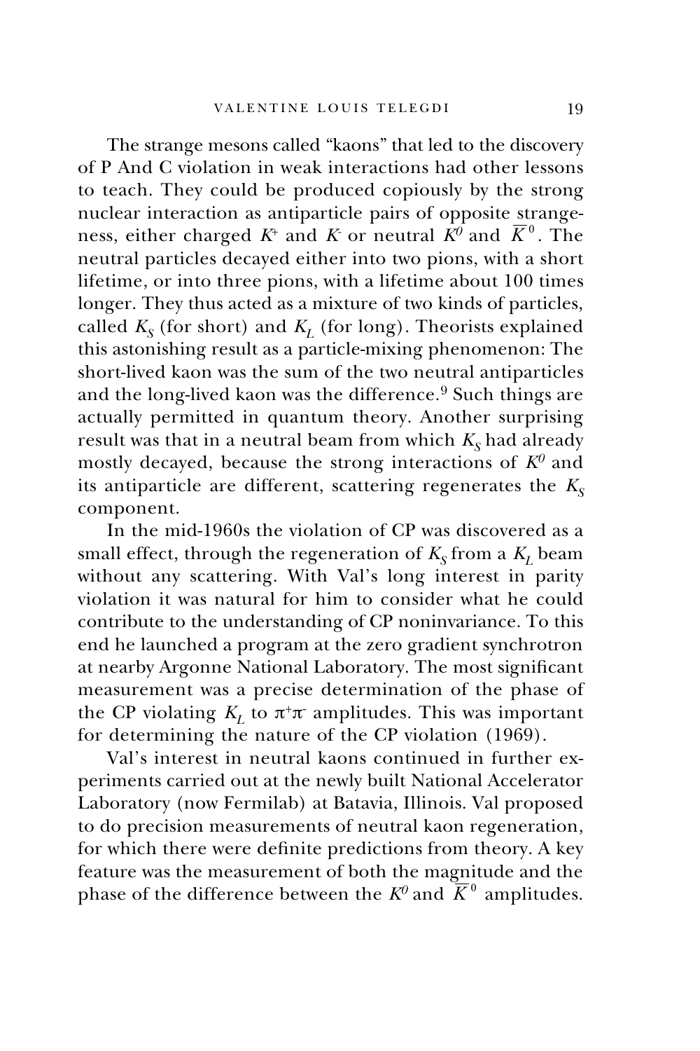The strange mesons called "kaons" that led to the discovery of P And C violation in weak interactions had other lessons to teach. They could be produced copiously by the strong nuclear interaction as antiparticle pairs of opposite strangeness, either charged $K^+$ and $K^-$ or neutral $K^0$ and $\overline{K}^0$. The neutral particles decayed either into two pions, with a short lifetime, or into three pions, with a lifetime about 100 times longer. They thus acted as a mixture of two kinds of particles, called $K_S$ (for short) and $K_L$ (for long). Theorists explained this astonishing result as a particle-mixing phenomenon: The short-lived kaon was the sum of the two neutral antiparticles and the long-lived kaon was the difference.[9] Such things are actually permitted in quantum theory. Another surprising result was that in a neutral beam from which $K_S$ had already mostly decayed, because the strong interactions of $K^0$ and its antiparticle are different, scattering regenerates the $K_S$ component.

In the mid-1960s the violation of CP was discovered as a small effect, through the regeneration of $K_S$ from a $K_L$ beam without any scattering. With Val's long interest in parity violation it was natural for him to consider what he could contribute to the understanding of CP noninvariance. To this end he launched a program at the zero gradient synchrotron at nearby Argonne National Laboratory. The most significant measurement was a precise determination of the phase of the CP violating $K_L$ to $\pi^+\pi^-$ amplitudes. This was important for determining the nature of the CP violation (1969).

Val's interest in neutral kaons continued in further experiments carried out at the newly built National Accelerator Laboratory (now Fermilab) at Batavia, Illinois. Val proposed to do precision measurements of neutral kaon regeneration, for which there were definite predictions from theory. A key feature was the measurement of both the magnitude and the phase of the difference between the $K^0$ and $\overline{K}^0$ amplitudes.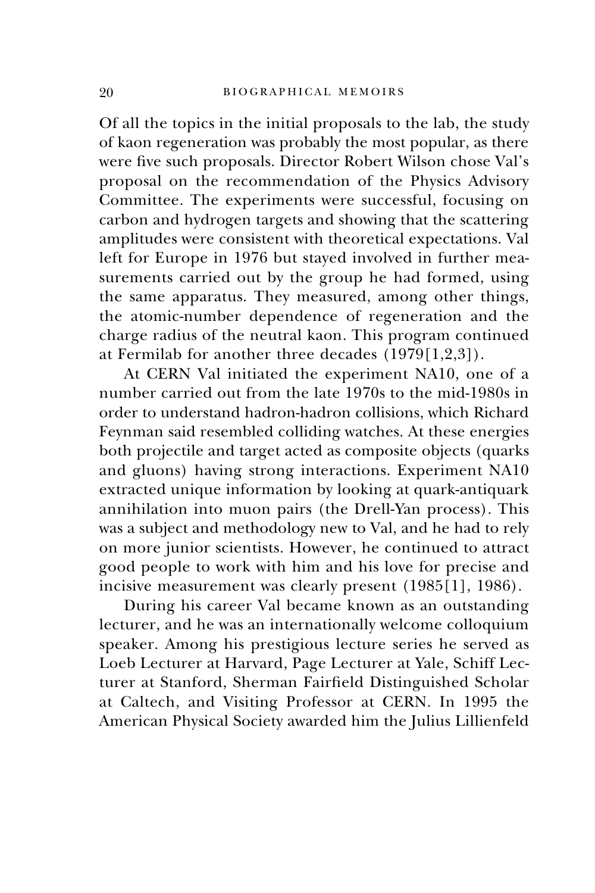Of all the topics in the initial proposals to the lab, the study of kaon regeneration was probably the most popular, as there were five such proposals. Director Robert Wilson chose Val's proposal on the recommendation of the Physics Advisory Committee. The experiments were successful, focusing on carbon and hydrogen targets and showing that the scattering amplitudes were consistent with theoretical expectations. Val left for Europe in 1976 but stayed involved in further measurements carried out by the group he had formed, using the same apparatus. They measured, among other things, the atomic-number dependence of regeneration and the charge radius of the neutral kaon. This program continued at Fermilab for another three decades (1979[1,2,3]).

At CERN Val initiated the experiment NA10, one of a number carried out from the late 1970s to the mid-1980s in order to understand hadron-hadron collisions, which Richard Feynman said resembled colliding watches. At these energies both projectile and target acted as composite objects (quarks and gluons) having strong interactions. Experiment NA10 extracted unique information by looking at quark-antiquark annihilation into muon pairs (the Drell-Yan process). This was a subject and methodology new to Val, and he had to rely on more junior scientists. However, he continued to attract good people to work with him and his love for precise and incisive measurement was clearly present (1985[1], 1986).

During his career Val became known as an outstanding lecturer, and he was an internationally welcome colloquium speaker. Among his prestigious lecture series he served as Loeb Lecturer at Harvard, Page Lecturer at Yale, Schiff Lecturer at Stanford, Sherman Fairfield Distinguished Scholar at Caltech, and Visiting Professor at CERN. In 1995 the American Physical Society awarded him the Julius Lillienfeld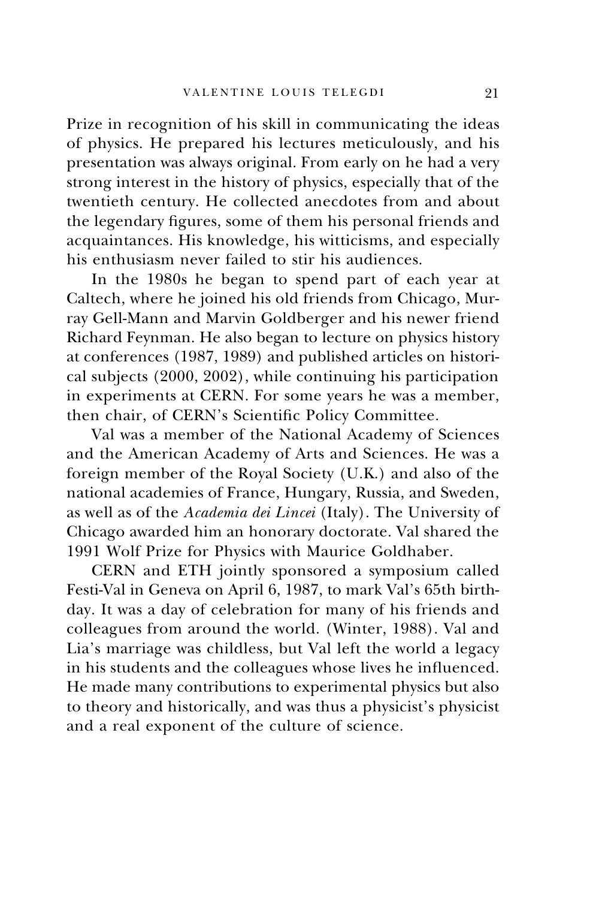Prize in recognition of his skill in communicating the ideas of physics. He prepared his lectures meticulously, and his presentation was always original. From early on he had a very strong interest in the history of physics, especially that of the twentieth century. He collected anecdotes from and about the legendary figures, some of them his personal friends and acquaintances. His knowledge, his witticisms, and especially his enthusiasm never failed to stir his audiences.

In the 1980s he began to spend part of each year at Caltech, where he joined his old friends from Chicago, Murray Gell-Mann and Marvin Goldberger and his newer friend Richard Feynman. He also began to lecture on physics history at conferences (1987, 1989) and published articles on historical subjects (2000, 2002), while continuing his participation in experiments at CERN. For some years he was a member, then chair, of CERN's Scientific Policy Committee.

Val was a member of the National Academy of Sciences and the American Academy of Arts and Sciences. He was a foreign member of the Royal Society (U.K.) and also of the national academies of France, Hungary, Russia, and Sweden, as well as of the *Academia dei Lincei* (Italy). The University of Chicago awarded him an honorary doctorate. Val shared the 1991 Wolf Prize for Physics with Maurice Goldhaber.

CERN and ETH jointly sponsored a symposium called Festi-Val in Geneva on April 6, 1987, to mark Val's 65th birthday. It was a day of celebration for many of his friends and colleagues from around the world. (Winter, 1988). Val and Lia's marriage was childless, but Val left the world a legacy in his students and the colleagues whose lives he influenced. He made many contributions to experimental physics but also to theory and historically, and was thus a physicist's physicist and a real exponent of the culture of science.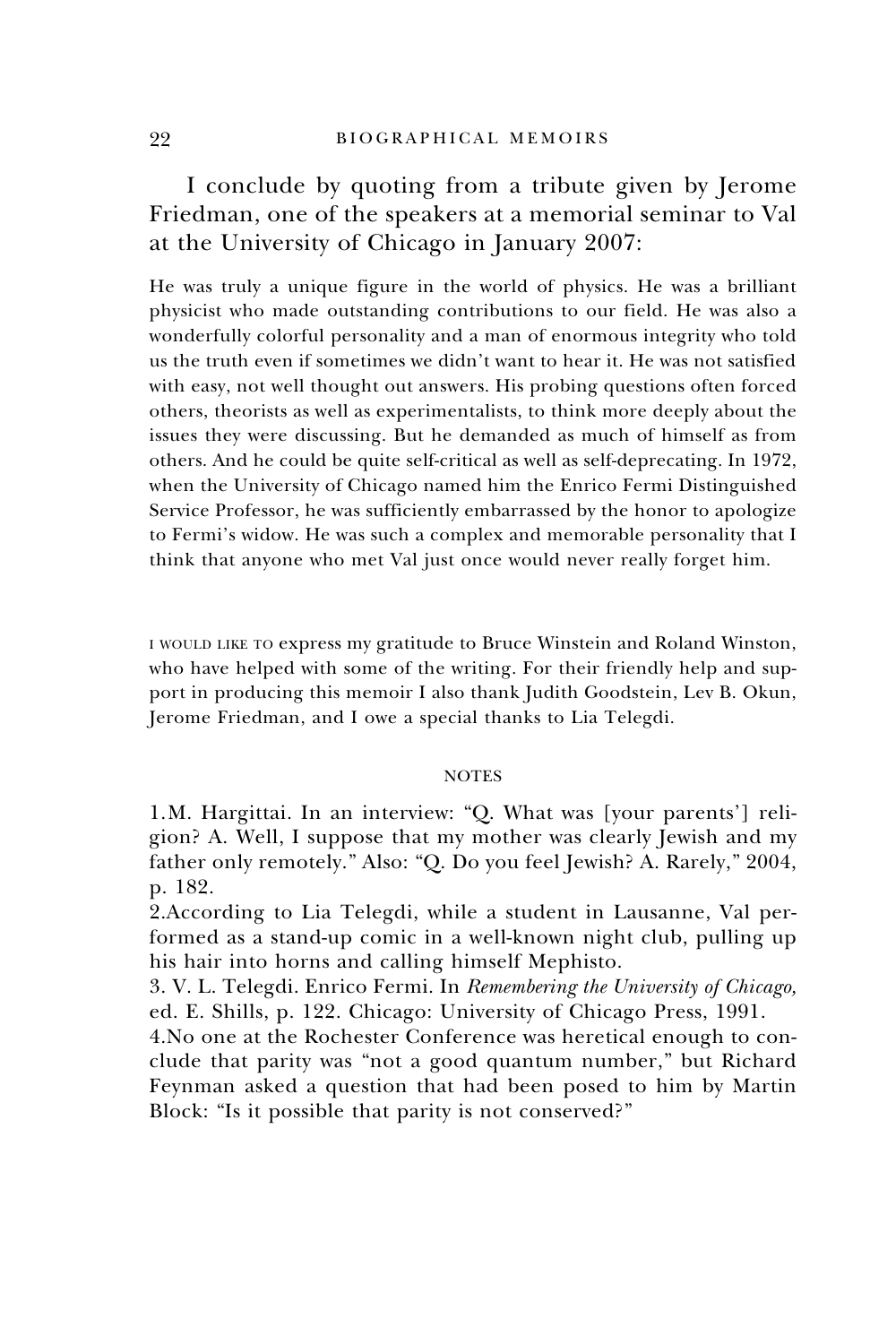I conclude by quoting from a tribute given by Jerome Friedman, one of the speakers at a memorial seminar to Val at the University of Chicago in January 2007:

> He was truly a unique figure in the world of physics. He was a brilliant physicist who made outstanding contributions to our field. He was also a wonderfully colorful personality and a man of enormous integrity who told us the truth even if sometimes we didn't want to hear it. He was not satisfied with easy, not well thought out answers. His probing questions often forced others, theorists as well as experimentalists, to think more deeply about the issues they were discussing. But he demanded as much of himself as from others. And he could be quite self-critical as well as self-deprecating. In 1972, when the University of Chicago named him the Enrico Fermi Distinguished Service Professor, he was sufficiently embarrassed by the honor to apologize to Fermi's widow. He was such a complex and memorable personality that I think that anyone who met Val just once would never really forget him.

I WOULD LIKE TO express my gratitude to Bruce Winstein and Roland Winston, who have helped with some of the writing. For their friendly help and support in producing this memoir I also thank Judith Goodstein, Lev B. Okun, Jerome Friedman, and I owe a special thanks to Lia Telegdi.

## NOTES

1.M. Hargittai. In an interview: "Q. What was [your parents'] religion? A. Well, I suppose that my mother was clearly Jewish and my father only remotely." Also: "Q. Do you feel Jewish? A. Rarely," 2004, p. 182.

2.According to Lia Telegdi, while a student in Lausanne, Val performed as a stand-up comic in a well-known night club, pulling up his hair into horns and calling himself Mephisto.

3. V. L. Telegdi. Enrico Fermi. In *Remembering the University of Chicago,* ed. E. Shills, p. 122. Chicago: University of Chicago Press, 1991.

4.No one at the Rochester Conference was heretical enough to conclude that parity was "not a good quantum number," but Richard Feynman asked a question that had been posed to him by Martin Block: "Is it possible that parity is not conserved?"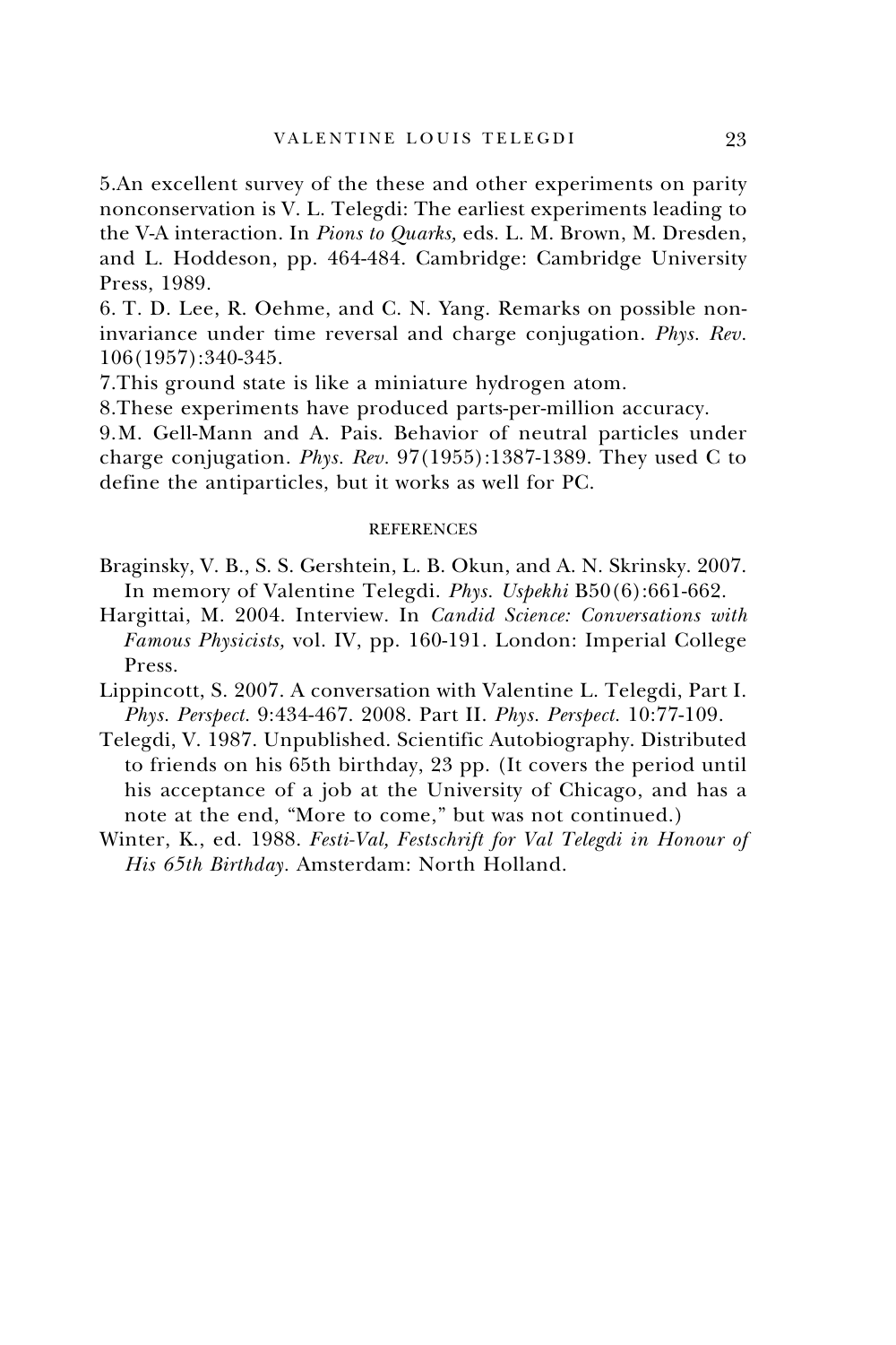5.An excellent survey of the these and other experiments on parity nonconservation is V. L. Telegdi: The earliest experiments leading to the V-A interaction. In *Pions to Quarks,* eds. L. M. Brown, M. Dresden, and L. Hoddeson, pp. 464-484. Cambridge: Cambridge University Press, 1989.

6. T. D. Lee, R. Oehme, and C. N. Yang. Remarks on possible non-invariance under time reversal and charge conjugation. *Phys. Rev.* 106(1957):340-345.

7.This ground state is like a miniature hydrogen atom.

8.These experiments have produced parts-per-million accuracy.

9.M. Gell-Mann and A. Pais. Behavior of neutral particles under charge conjugation. *Phys. Rev.* 97(1955):1387-1389. They used C to define the antiparticles, but it works as well for PC.

## REFERENCES

Braginsky, V. B., S. S. Gershtein, L. B. Okun, and A. N. Skrinsky. 2007. In memory of Valentine Telegdi. *Phys. Uspekhi* B50(6):661-662.

Hargittai, M. 2004. Interview. In *Candid Science: Conversations with Famous Physicists,* vol. IV, pp. 160-191. London: Imperial College Press.

Lippincott, S. 2007. A conversation with Valentine L. Telegdi, Part I. *Phys. Perspect.* 9:434-467. 2008. Part II. *Phys. Perspect.* 10:77-109.

Telegdi, V. 1987. Unpublished. Scientific Autobiography. Distributed to friends on his 65th birthday, 23 pp. (It covers the period until his acceptance of a job at the University of Chicago, and has a note at the end, "More to come," but was not continued.)

Winter, K., ed. 1988. *Festi-Val, Festschrift for Val Telegdi in Honour of His 65th Birthday.* Amsterdam: North Holland.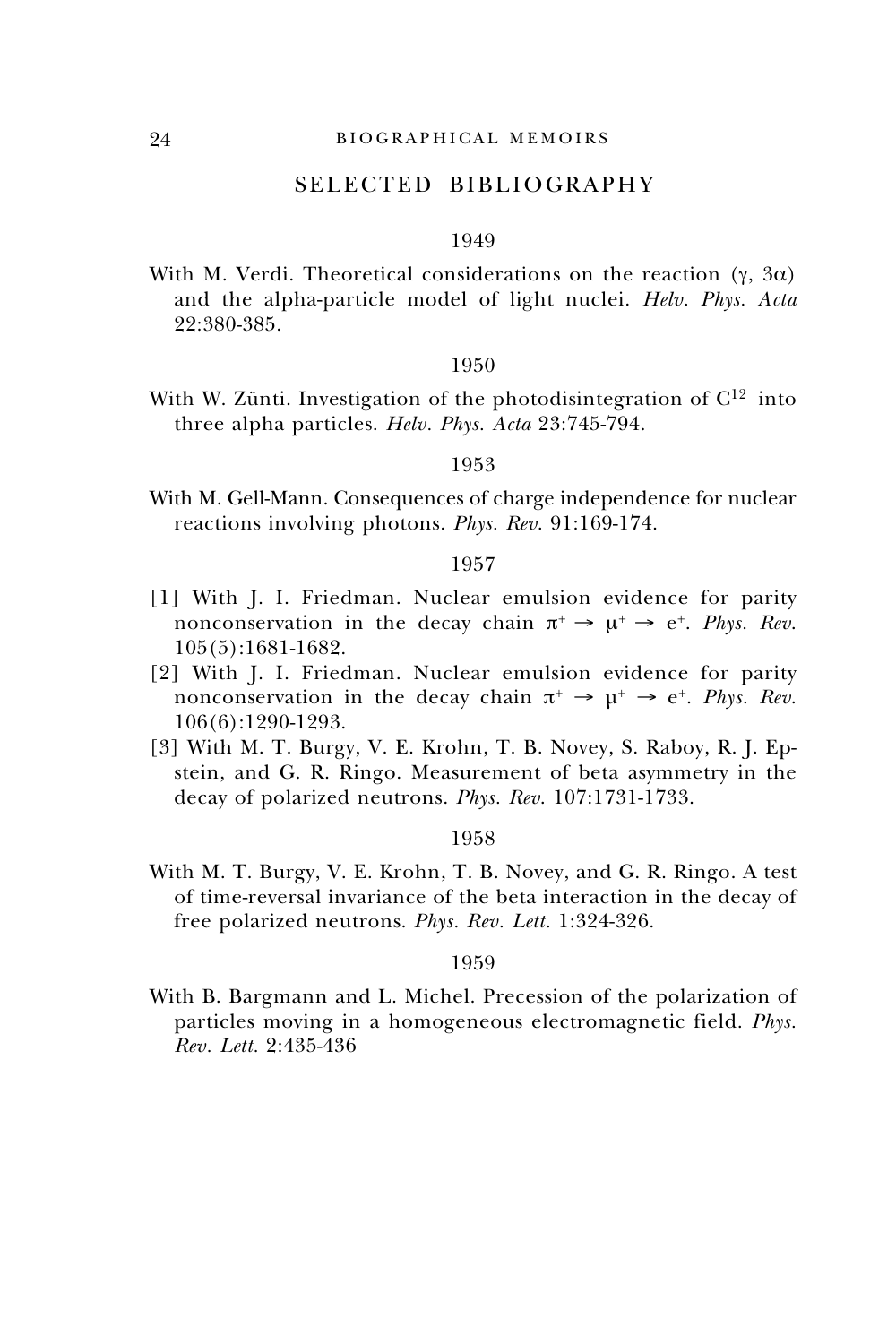## SELECTED BIBLIOGRAPHY

### 1949

With M. Verdi. Theoretical considerations on the reaction ($\gamma$, $3\alpha$) and the alpha-particle model of light nuclei. *Helv. Phys. Acta* 22:380-385.

### 1950

With W. Zünti. Investigation of the photodisintegration of $C^{12}$ into three alpha particles. *Helv. Phys. Acta* 23:745-794.

### 1953

With M. Gell-Mann. Consequences of charge independence for nuclear reactions involving photons. *Phys. Rev.* 91:169-174.

### 1957

[1] With J. I. Friedman. Nuclear emulsion evidence for parity nonconservation in the decay chain $\pi^+ \rightarrow \mu^+ \rightarrow e^+$. *Phys. Rev.* 105(5):1681-1682.

[2] With J. I. Friedman. Nuclear emulsion evidence for parity nonconservation in the decay chain $\pi^+ \rightarrow \mu^+ \rightarrow e^+$. *Phys. Rev.* 106(6):1290-1293.

[3] With M. T. Burgy, V. E. Krohn, T. B. Novey, S. Raboy, R. J. Epstein, and G. R. Ringo. Measurement of beta asymmetry in the decay of polarized neutrons. *Phys. Rev.* 107:1731-1733.

### 1958

With M. T. Burgy, V. E. Krohn, T. B. Novey, and G. R. Ringo. A test of time-reversal invariance of the beta interaction in the decay of free polarized neutrons. *Phys. Rev. Lett.* 1:324-326.

### 1959

With B. Bargmann and L. Michel. Precession of the polarization of particles moving in a homogeneous electromagnetic field. *Phys. Rev. Lett.* 2:435-436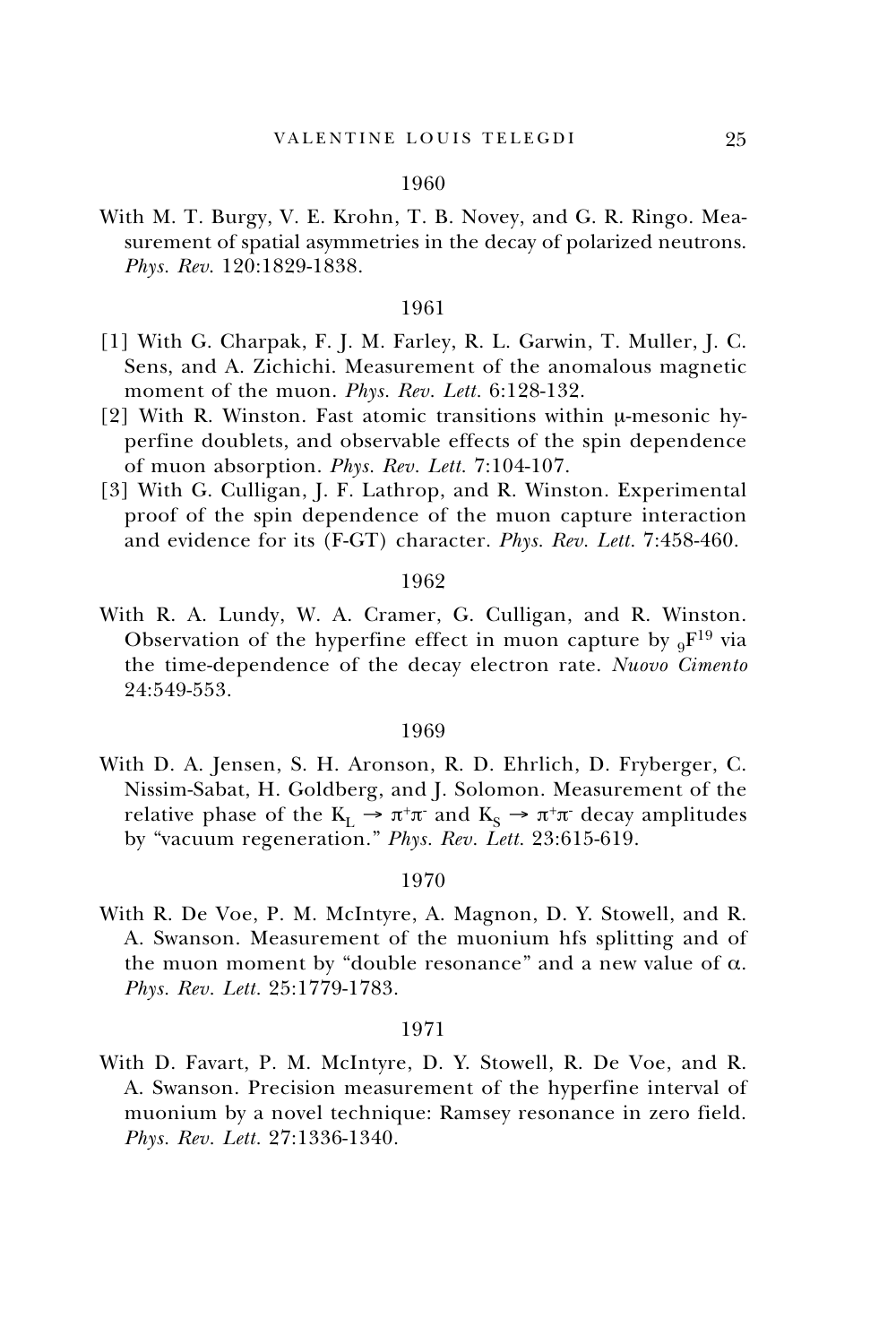1960

With M. T. Burgy, V. E. Krohn, T. B. Novey, and G. R. Ringo. Measurement of spatial asymmetries in the decay of polarized neutrons. *Phys. Rev.* 120:1829-1838.

1961

[1] With G. Charpak, F. J. M. Farley, R. L. Garwin, T. Muller, J. C. Sens, and A. Zichichi. Measurement of the anomalous magnetic moment of the muon. *Phys. Rev. Lett.* 6:128-132.

[2] With R. Winston. Fast atomic transitions within μ-mesonic hyperfine doublets, and observable effects of the spin dependence of muon absorption. *Phys. Rev. Lett.* 7:104-107.

[3] With G. Culligan, J. F. Lathrop, and R. Winston. Experimental proof of the spin dependence of the muon capture interaction and evidence for its (F-GT) character. *Phys. Rev. Lett.* 7:458-460.

1962

With R. A. Lundy, W. A. Cramer, G. Culligan, and R. Winston. Observation of the hyperfine effect in muon capture by ${}_9F^{19}$ via the time-dependence of the decay electron rate. *Nuovo Cimento* 24:549-553.

1969

With D. A. Jensen, S. H. Aronson, R. D. Ehrlich, D. Fryberger, C. Nissim-Sabat, H. Goldberg, and J. Solomon. Measurement of the relative phase of the $K_L \rightarrow \pi^+\pi^-$ and $K_S \rightarrow \pi^+\pi^-$ decay amplitudes by "vacuum regeneration." *Phys. Rev. Lett.* 23:615-619.

1970

With R. De Voe, P. M. McIntyre, A. Magnon, D. Y. Stowell, and R. A. Swanson. Measurement of the muonium hfs splitting and of the muon moment by "double resonance" and a new value of α. *Phys. Rev. Lett.* 25:1779-1783.

1971

With D. Favart, P. M. McIntyre, D. Y. Stowell, R. De Voe, and R. A. Swanson. Precision measurement of the hyperfine interval of muonium by a novel technique: Ramsey resonance in zero field. *Phys. Rev. Lett.* 27:1336-1340.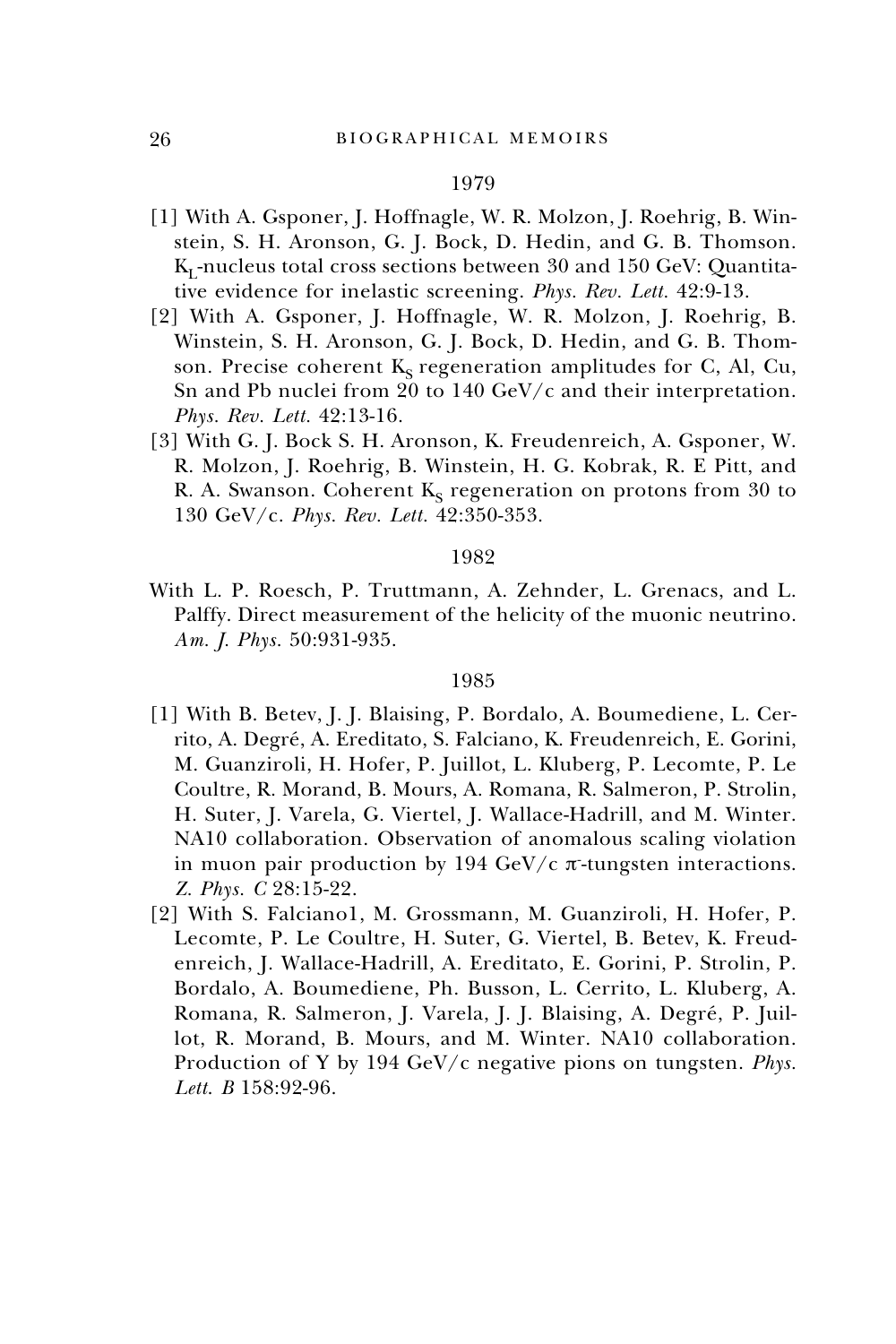1979

[1] With A. Gsponer, J. Hoffnagle, W. R. Molzon, J. Roehrig, B. Winstein, S. H. Aronson, G. J. Bock, D. Hedin, and G. B. Thomson. $K_L$-nucleus total cross sections between 30 and 150 GeV: Quantitative evidence for inelastic screening. *Phys. Rev. Lett.* 42:9-13.

[2] With A. Gsponer, J. Hoffnagle, W. R. Molzon, J. Roehrig, B. Winstein, S. H. Aronson, G. J. Bock, D. Hedin, and G. B. Thomson. Precise coherent $K_S$ regeneration amplitudes for C, Al, Cu, Sn and Pb nuclei from 20 to 140 GeV/c and their interpretation. *Phys. Rev. Lett.* 42:13-16.

[3] With G. J. Bock S. H. Aronson, K. Freudenreich, A. Gsponer, W. R. Molzon, J. Roehrig, B. Winstein, H. G. Kobrak, R. E Pitt, and R. A. Swanson. Coherent $K_S$ regeneration on protons from 30 to 130 GeV/c. *Phys. Rev. Lett.* 42:350-353.

1982

With L. P. Roesch, P. Truttmann, A. Zehnder, L. Grenacs, and L. Palffy. Direct measurement of the helicity of the muonic neutrino. *Am. J. Phys.* 50:931-935.

1985

[1] With B. Betev, J. J. Blaising, P. Bordalo, A. Boumediene, L. Cerrito, A. Degré, A. Ereditato, S. Falciano, K. Freudenreich, E. Gorini, M. Guanziroli, H. Hofer, P. Juillot, L. Kluberg, P. Lecomte, P. Le Coultre, R. Morand, B. Mours, A. Romana, R. Salmeron, P. Strolin, H. Suter, J. Varela, G. Viertel, J. Wallace-Hadrill, and M. Winter. NA10 collaboration. Observation of anomalous scaling violation in muon pair production by 194 GeV/c $\pi^-$-tungsten interactions. *Z. Phys. C* 28:15-22.

[2] With S. Falciano1, M. Grossmann, M. Guanziroli, H. Hofer, P. Lecomte, P. Le Coultre, H. Suter, G. Viertel, B. Betev, K. Freudenreich, J. Wallace-Hadrill, A. Ereditato, E. Gorini, P. Strolin, P. Bordalo, A. Boumediene, Ph. Busson, L. Cerrito, L. Kluberg, A. Romana, R. Salmeron, J. Varela, J. J. Blaising, A. Degré, P. Juillot, R. Morand, B. Mours, and M. Winter. NA10 collaboration. Production of Y by 194 GeV/c negative pions on tungsten. *Phys. Lett. B* 158:92-96.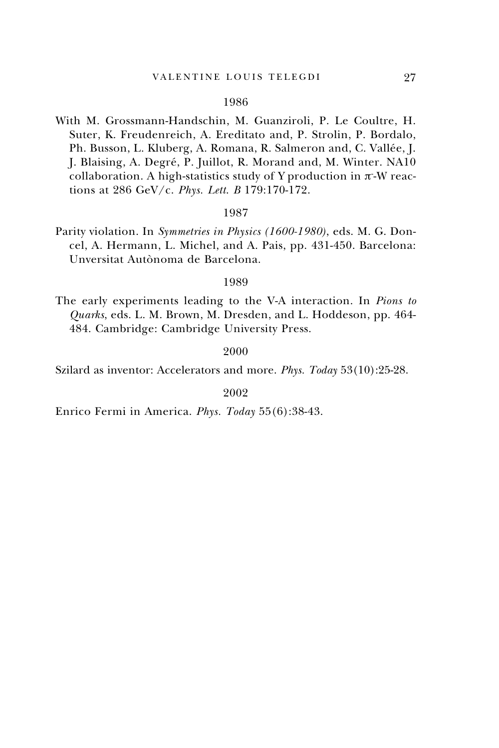1986

With M. Grossmann-Handschin, M. Guanziroli, P. Le Coultre, H. Suter, K. Freudenreich, A. Ereditato and, P. Strolin, P. Bordalo, Ph. Busson, L. Kluberg, A. Romana, R. Salmeron and, C. Vallée, J. J. Blaising, A. Degré, P. Juillot, R. Morand and, M. Winter. NA10 collaboration. A high-statistics study of Y production in $\pi^-$-W reactions at 286 GeV/c. *Phys. Lett. B* 179:170-172.

1987

Parity violation. In *Symmetries in Physics (1600-1980)*, eds. M. G. Doncel, A. Hermann, L. Michel, and A. Pais, pp. 431-450. Barcelona: Unversitat Autònoma de Barcelona.

1989

The early experiments leading to the V-A interaction. In *Pions to Quarks*, eds. L. M. Brown, M. Dresden, and L. Hoddeson, pp. 464-484. Cambridge: Cambridge University Press.

2000

Szilard as inventor: Accelerators and more. *Phys. Today* 53(10):25-28.

2002

Enrico Fermi in America. *Phys. Today* 55(6):38-43.